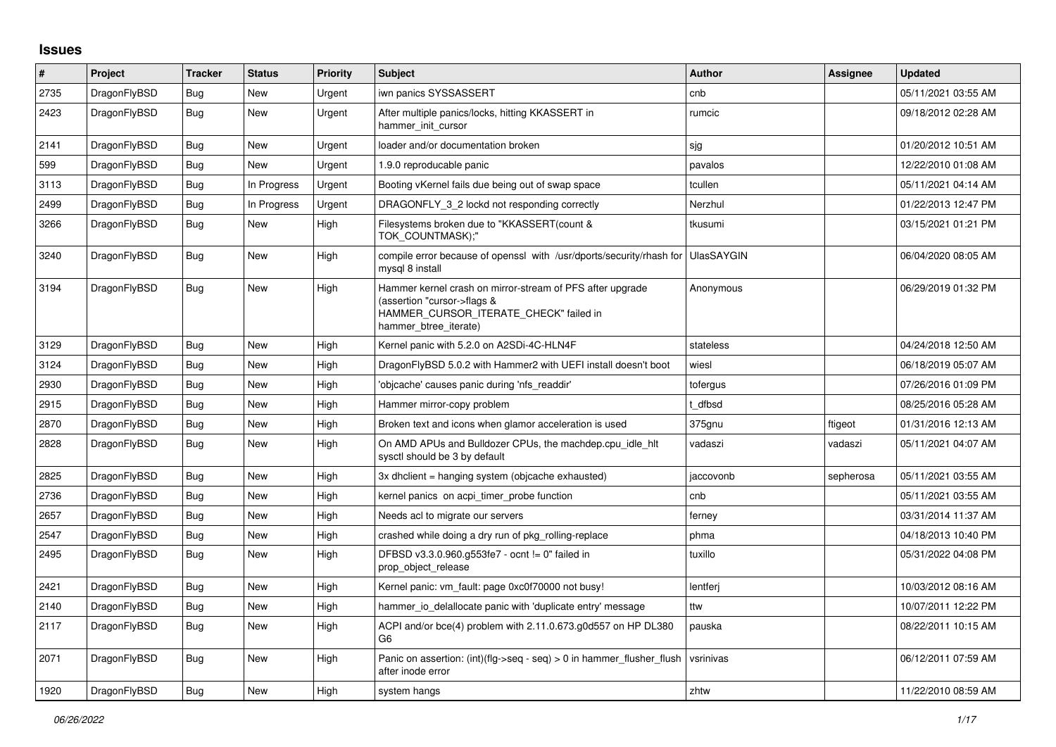# Issues

| # | Project | Tracker | Status | Priority | Subject | Author | Assignee | Updated |
|---|---|---|---|---|---|---|---|---|
| 2735 | DragonFlyBSD | Bug | New | Urgent | iwn panics SYSSASSERT | cnb | | 05/11/2021 03:55 AM |
| 2423 | DragonFlyBSD | Bug | New | Urgent | After multiple panics/locks, hitting KKASSERT in hammer_init_cursor | rumcic | | 09/18/2012 02:28 AM |
| 2141 | DragonFlyBSD | Bug | New | Urgent | loader and/or documentation broken | sjg | | 01/20/2012 10:51 AM |
| 599 | DragonFlyBSD | Bug | New | Urgent | 1.9.0 reproducable panic | pavalos | | 12/22/2010 01:08 AM |
| 3113 | DragonFlyBSD | Bug | In Progress | Urgent | Booting vKernel fails due being out of swap space | tcullen | | 05/11/2021 04:14 AM |
| 2499 | DragonFlyBSD | Bug | In Progress | Urgent | DRAGONFLY_3_2 lockd not responding correctly | Nerzhul | | 01/22/2013 12:47 PM |
| 3266 | DragonFlyBSD | Bug | New | High | Filesystems broken due to "KKASSERT(count & TOK_COUNTMASK);" | tkusumi | | 03/15/2021 01:21 PM |
| 3240 | DragonFlyBSD | Bug | New | High | compile error because of openssl with /usr/dports/security/rhash for mysql 8 install | UlasSAYGIN | | 06/04/2020 08:05 AM |
| 3194 | DragonFlyBSD | Bug | New | High | Hammer kernel crash on mirror-stream of PFS after upgrade (assertion "cursor->flags & HAMMER_CURSOR_ITERATE_CHECK" failed in hammer_btree_iterate) | Anonymous | | 06/29/2019 01:32 PM |
| 3129 | DragonFlyBSD | Bug | New | High | Kernel panic with 5.2.0 on A2SDi-4C-HLN4F | stateless | | 04/24/2018 12:50 AM |
| 3124 | DragonFlyBSD | Bug | New | High | DragonFlyBSD 5.0.2 with Hammer2 with UEFI install doesn't boot | wiesl | | 06/18/2019 05:07 AM |
| 2930 | DragonFlyBSD | Bug | New | High | 'objcache' causes panic during 'nfs_readdir' | tofergus | | 07/26/2016 01:09 PM |
| 2915 | DragonFlyBSD | Bug | New | High | Hammer mirror-copy problem | t_dfbsd | | 08/25/2016 05:28 AM |
| 2870 | DragonFlyBSD | Bug | New | High | Broken text and icons when glamor acceleration is used | 375gnu | ftigeot | 01/31/2016 12:13 AM |
| 2828 | DragonFlyBSD | Bug | New | High | On AMD APUs and Bulldozer CPUs, the machdep.cpu_idle_hlt sysctl should be 3 by default | vadaszi | vadaszi | 05/11/2021 04:07 AM |
| 2825 | DragonFlyBSD | Bug | New | High | 3x dhclient = hanging system (objcache exhausted) | jaccovonb | sepherosa | 05/11/2021 03:55 AM |
| 2736 | DragonFlyBSD | Bug | New | High | kernel panics on acpi_timer_probe function | cnb | | 05/11/2021 03:55 AM |
| 2657 | DragonFlyBSD | Bug | New | High | Needs acl to migrate our servers | ferney | | 03/31/2014 11:37 AM |
| 2547 | DragonFlyBSD | Bug | New | High | crashed while doing a dry run of pkg_rolling-replace | phma | | 04/18/2013 10:40 PM |
| 2495 | DragonFlyBSD | Bug | New | High | DFBSD v3.3.0.960.g553fe7 - ocnt != 0" failed in prop_object_release | tuxillo | | 05/31/2022 04:08 PM |
| 2421 | DragonFlyBSD | Bug | New | High | Kernel panic: vm_fault: page 0xc0f70000 not busy! | lentferj | | 10/03/2012 08:16 AM |
| 2140 | DragonFlyBSD | Bug | New | High | hammer_io_delallocate panic with 'duplicate entry' message | ttw | | 10/07/2011 12:22 PM |
| 2117 | DragonFlyBSD | Bug | New | High | ACPI and/or bce(4) problem with 2.11.0.673.g0d557 on HP DL380 G6 | pauska | | 08/22/2011 10:15 AM |
| 2071 | DragonFlyBSD | Bug | New | High | Panic on assertion: (int)(flg->seq - seq) > 0 in hammer_flusher_flush after inode error | vsrinivas | | 06/12/2011 07:59 AM |
| 1920 | DragonFlyBSD | Bug | New | High | system hangs | zhtw | | 11/22/2010 08:59 AM |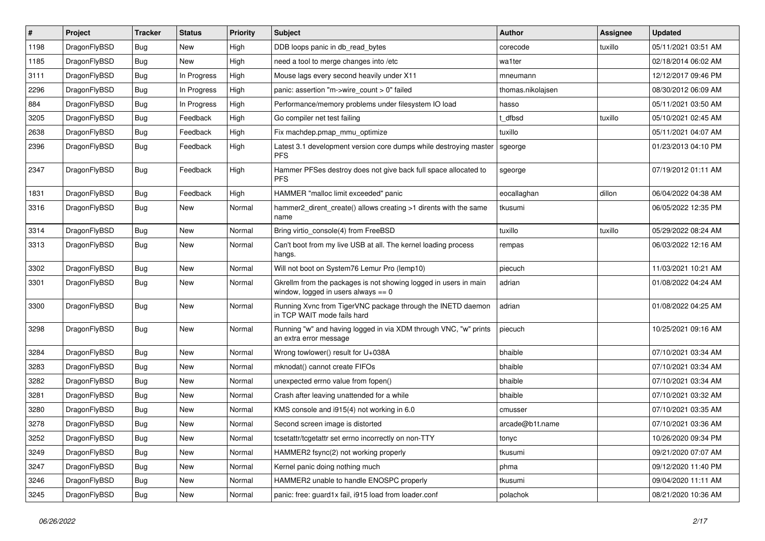| # | Project | Tracker | Status | Priority | Subject | Author | Assignee | Updated |
|---|---|---|---|---|---|---|---|---|
| 1198 | DragonFlyBSD | Bug | New | High | DDB loops panic in db_read_bytes | corecode | tuxillo | 05/11/2021 03:51 AM |
| 1185 | DragonFlyBSD | Bug | New | High | need a tool to merge changes into /etc | wa1ter | | 02/18/2014 06:02 AM |
| 3111 | DragonFlyBSD | Bug | In Progress | High | Mouse lags every second heavily under X11 | mneumann | | 12/12/2017 09:46 PM |
| 2296 | DragonFlyBSD | Bug | In Progress | High | panic: assertion "m->wire_count > 0" failed | thomas.nikolajsen | | 08/30/2012 06:09 AM |
| 884 | DragonFlyBSD | Bug | In Progress | High | Performance/memory problems under filesystem IO load | hasso | | 05/11/2021 03:50 AM |
| 3205 | DragonFlyBSD | Bug | Feedback | High | Go compiler net test failing | t_dfbsd | tuxillo | 05/10/2021 02:45 AM |
| 2638 | DragonFlyBSD | Bug | Feedback | High | Fix machdep.pmap_mmu_optimize | tuxillo | | 05/11/2021 04:07 AM |
| 2396 | DragonFlyBSD | Bug | Feedback | High | Latest 3.1 development version core dumps while destroying master PFS | sgeorge | | 01/23/2013 04:10 PM |
| 2347 | DragonFlyBSD | Bug | Feedback | High | Hammer PFSes destroy does not give back full space allocated to PFS | sgeorge | | 07/19/2012 01:11 AM |
| 1831 | DragonFlyBSD | Bug | Feedback | High | HAMMER "malloc limit exceeded" panic | eocallaghan | dillon | 06/04/2022 04:38 AM |
| 3316 | DragonFlyBSD | Bug | New | Normal | hammer2_dirent_create() allows creating >1 dirents with the same name | tkusumi | | 06/05/2022 12:35 PM |
| 3314 | DragonFlyBSD | Bug | New | Normal | Bring virtio_console(4) from FreeBSD | tuxillo | tuxillo | 05/29/2022 08:24 AM |
| 3313 | DragonFlyBSD | Bug | New | Normal | Can't boot from my live USB at all. The kernel loading process hangs. | rempas | | 06/03/2022 12:16 AM |
| 3302 | DragonFlyBSD | Bug | New | Normal | Will not boot on System76 Lemur Pro (lemp10) | piecuch | | 11/03/2021 10:21 AM |
| 3301 | DragonFlyBSD | Bug | New | Normal | Gkrellm from the packages is not showing logged in users in main window, logged in users always == 0 | adrian | | 01/08/2022 04:24 AM |
| 3300 | DragonFlyBSD | Bug | New | Normal | Running Xvnc from TigerVNC package through the INETD daemon in TCP WAIT mode fails hard | adrian | | 01/08/2022 04:25 AM |
| 3298 | DragonFlyBSD | Bug | New | Normal | Running "w" and having logged in via XDM through VNC, "w" prints an extra error message | piecuch | | 10/25/2021 09:16 AM |
| 3284 | DragonFlyBSD | Bug | New | Normal | Wrong towlower() result for U+038A | bhaible | | 07/10/2021 03:34 AM |
| 3283 | DragonFlyBSD | Bug | New | Normal | mknodat() cannot create FIFOs | bhaible | | 07/10/2021 03:34 AM |
| 3282 | DragonFlyBSD | Bug | New | Normal | unexpected errno value from fopen() | bhaible | | 07/10/2021 03:34 AM |
| 3281 | DragonFlyBSD | Bug | New | Normal | Crash after leaving unattended for a while | bhaible | | 07/10/2021 03:32 AM |
| 3280 | DragonFlyBSD | Bug | New | Normal | KMS console and i915(4) not working in 6.0 | cmusser | | 07/10/2021 03:35 AM |
| 3278 | DragonFlyBSD | Bug | New | Normal | Second screen image is distorted | arcade@b1t.name | | 07/10/2021 03:36 AM |
| 3252 | DragonFlyBSD | Bug | New | Normal | tcsetattr/tcgetattr set errno incorrectly on non-TTY | tonyc | | 10/26/2020 09:34 PM |
| 3249 | DragonFlyBSD | Bug | New | Normal | HAMMER2 fsync(2) not working properly | tkusumi | | 09/21/2020 07:07 AM |
| 3247 | DragonFlyBSD | Bug | New | Normal | Kernel panic doing nothing much | phma | | 09/12/2020 11:40 PM |
| 3246 | DragonFlyBSD | Bug | New | Normal | HAMMER2 unable to handle ENOSPC properly | tkusumi | | 09/04/2020 11:11 AM |
| 3245 | DragonFlyBSD | Bug | New | Normal | panic: free: guard1x fail, i915 load from loader.conf | polachok | | 08/21/2020 10:36 AM |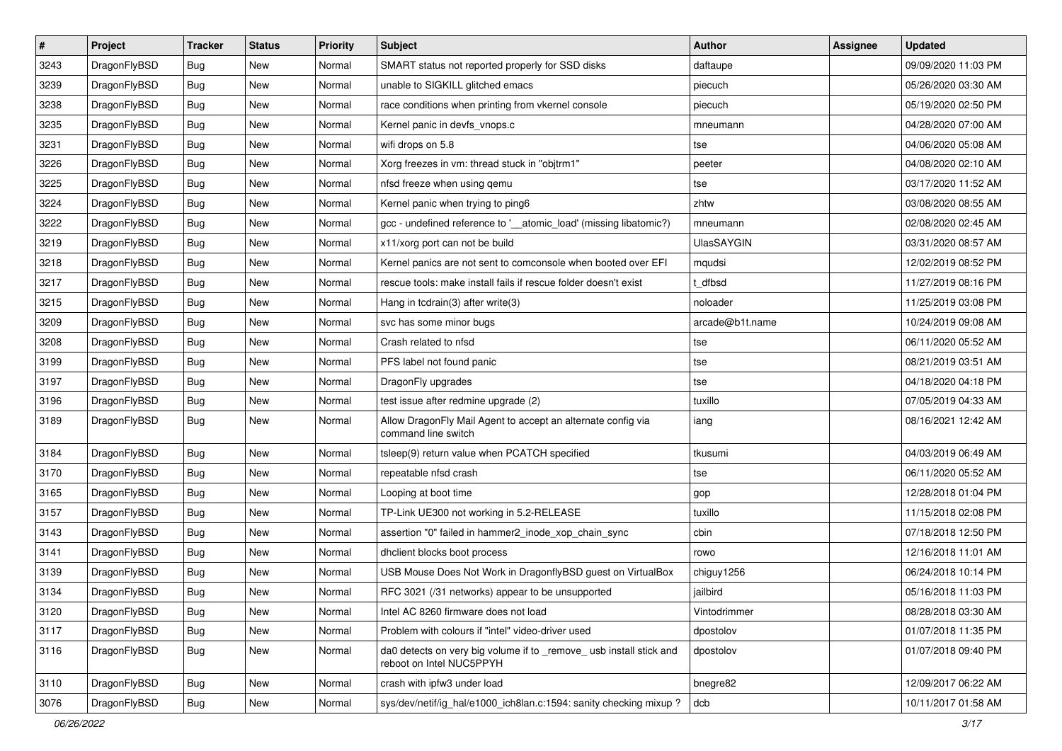| # | Project | Tracker | Status | Priority | Subject | Author | Assignee | Updated |
|---|---|---|---|---|---|---|---|---|
| 3243 | DragonFlyBSD | Bug | New | Normal | SMART status not reported properly for SSD disks | daftaupe | | 09/09/2020 11:03 PM |
| 3239 | DragonFlyBSD | Bug | New | Normal | unable to SIGKILL glitched emacs | piecuch | | 05/26/2020 03:30 AM |
| 3238 | DragonFlyBSD | Bug | New | Normal | race conditions when printing from vkernel console | piecuch | | 05/19/2020 02:50 PM |
| 3235 | DragonFlyBSD | Bug | New | Normal | Kernel panic in devfs_vnops.c | mneumann | | 04/28/2020 07:00 AM |
| 3231 | DragonFlyBSD | Bug | New | Normal | wifi drops on 5.8 | tse | | 04/06/2020 05:08 AM |
| 3226 | DragonFlyBSD | Bug | New | Normal | Xorg freezes in vm: thread stuck in "objtrm1" | peeter | | 04/08/2020 02:10 AM |
| 3225 | DragonFlyBSD | Bug | New | Normal | nfsd freeze when using qemu | tse | | 03/17/2020 11:52 AM |
| 3224 | DragonFlyBSD | Bug | New | Normal | Kernel panic when trying to ping6 | zhtw | | 03/08/2020 08:55 AM |
| 3222 | DragonFlyBSD | Bug | New | Normal | gcc - undefined reference to '__atomic_load' (missing libatomic?) | mneumann | | 02/08/2020 02:45 AM |
| 3219 | DragonFlyBSD | Bug | New | Normal | x11/xorg port can not be build | UlasSAYGIN | | 03/31/2020 08:57 AM |
| 3218 | DragonFlyBSD | Bug | New | Normal | Kernel panics are not sent to comconsole when booted over EFI | mqudsi | | 12/02/2019 08:52 PM |
| 3217 | DragonFlyBSD | Bug | New | Normal | rescue tools: make install fails if rescue folder doesn't exist | t_dfbsd | | 11/27/2019 08:16 PM |
| 3215 | DragonFlyBSD | Bug | New | Normal | Hang in tcdrain(3) after write(3) | noloader | | 11/25/2019 03:08 PM |
| 3209 | DragonFlyBSD | Bug | New | Normal | svc has some minor bugs | arcade@b1t.name | | 10/24/2019 09:08 AM |
| 3208 | DragonFlyBSD | Bug | New | Normal | Crash related to nfsd | tse | | 06/11/2020 05:52 AM |
| 3199 | DragonFlyBSD | Bug | New | Normal | PFS label not found panic | tse | | 08/21/2019 03:51 AM |
| 3197 | DragonFlyBSD | Bug | New | Normal | DragonFly upgrades | tse | | 04/18/2020 04:18 PM |
| 3196 | DragonFlyBSD | Bug | New | Normal | test issue after redmine upgrade (2) | tuxillo | | 07/05/2019 04:33 AM |
| 3189 | DragonFlyBSD | Bug | New | Normal | Allow DragonFly Mail Agent to accept an alternate config via command line switch | iang | | 08/16/2021 12:42 AM |
| 3184 | DragonFlyBSD | Bug | New | Normal | tsleep(9) return value when PCATCH specified | tkusumi | | 04/03/2019 06:49 AM |
| 3170 | DragonFlyBSD | Bug | New | Normal | repeatable nfsd crash | tse | | 06/11/2020 05:52 AM |
| 3165 | DragonFlyBSD | Bug | New | Normal | Looping at boot time | gop | | 12/28/2018 01:04 PM |
| 3157 | DragonFlyBSD | Bug | New | Normal | TP-Link UE300 not working in 5.2-RELEASE | tuxillo | | 11/15/2018 02:08 PM |
| 3143 | DragonFlyBSD | Bug | New | Normal | assertion "0" failed in hammer2_inode_xop_chain_sync | cbin | | 07/18/2018 12:50 PM |
| 3141 | DragonFlyBSD | Bug | New | Normal | dhclient blocks boot process | rowo | | 12/16/2018 11:01 AM |
| 3139 | DragonFlyBSD | Bug | New | Normal | USB Mouse Does Not Work in DragonflyBSD guest on VirtualBox | chiguy1256 | | 06/24/2018 10:14 PM |
| 3134 | DragonFlyBSD | Bug | New | Normal | RFC 3021 (/31 networks) appear to be unsupported | jailbird | | 05/16/2018 11:03 PM |
| 3120 | DragonFlyBSD | Bug | New | Normal | Intel AC 8260 firmware does not load | Vintodrimmer | | 08/28/2018 03:30 AM |
| 3117 | DragonFlyBSD | Bug | New | Normal | Problem with colours if "intel" video-driver used | dpostolov | | 01/07/2018 11:35 PM |
| 3116 | DragonFlyBSD | Bug | New | Normal | da0 detects on very big volume if to _remove_ usb install stick and reboot on Intel NUC5PPYH | dpostolov | | 01/07/2018 09:40 PM |
| 3110 | DragonFlyBSD | Bug | New | Normal | crash with ipfw3 under load | bnegre82 | | 12/09/2017 06:22 AM |
| 3076 | DragonFlyBSD | Bug | New | Normal | sys/dev/netif/ig_hal/e1000_ich8lan.c:1594: sanity checking mixup ? | dcb | | 10/11/2017 01:58 AM |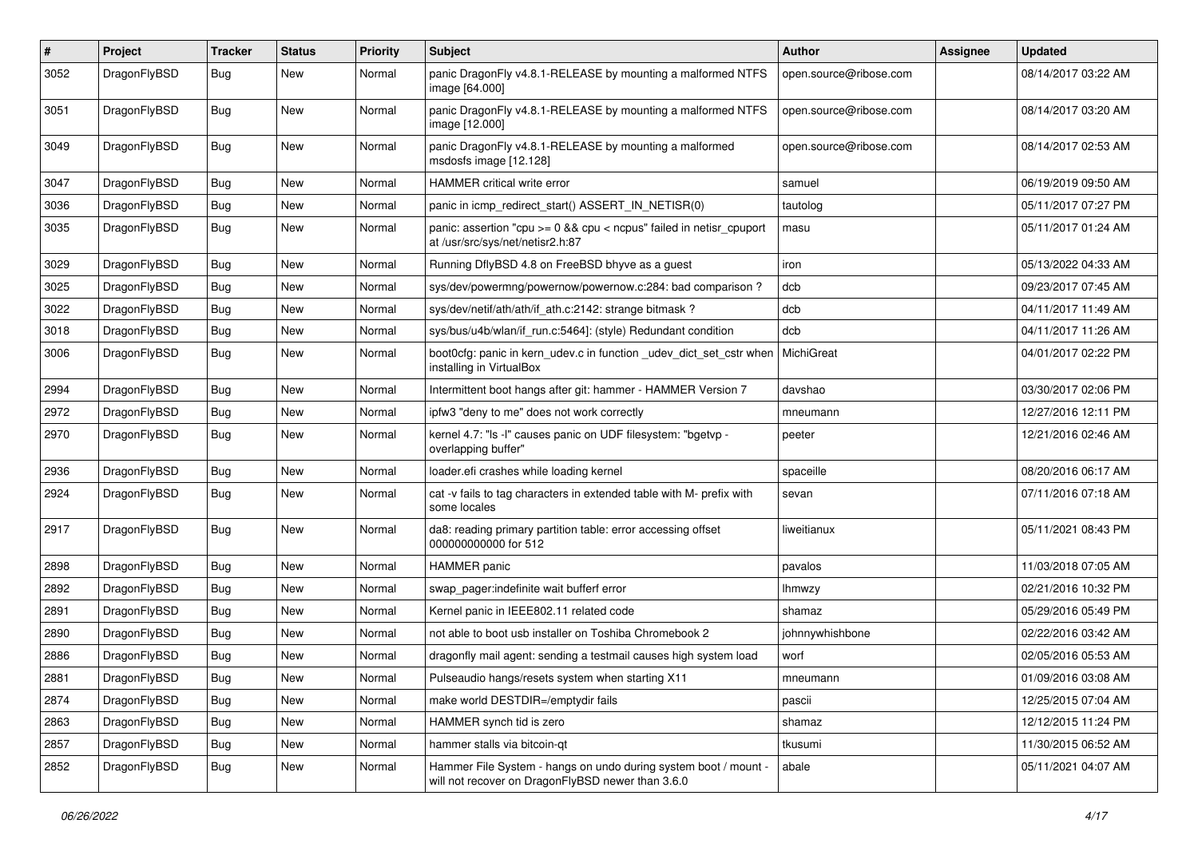| # | Project | Tracker | Status | Priority | Subject | Author | Assignee | Updated |
|---|---|---|---|---|---|---|---|---|
| 3052 | DragonFlyBSD | Bug | New | Normal | panic DragonFly v4.8.1-RELEASE by mounting a malformed NTFS image [64.000] | open.source@ribose.com | | 08/14/2017 03:22 AM |
| 3051 | DragonFlyBSD | Bug | New | Normal | panic DragonFly v4.8.1-RELEASE by mounting a malformed NTFS image [12.000] | open.source@ribose.com | | 08/14/2017 03:20 AM |
| 3049 | DragonFlyBSD | Bug | New | Normal | panic DragonFly v4.8.1-RELEASE by mounting a malformed msdosfs image [12.128] | open.source@ribose.com | | 08/14/2017 02:53 AM |
| 3047 | DragonFlyBSD | Bug | New | Normal | HAMMER critical write error | samuel | | 06/19/2019 09:50 AM |
| 3036 | DragonFlyBSD | Bug | New | Normal | panic in icmp_redirect_start() ASSERT_IN_NETISR(0) | tautolog | | 05/11/2017 07:27 PM |
| 3035 | DragonFlyBSD | Bug | New | Normal | panic: assertion "cpu >= 0 && cpu < ncpus" failed in netisr_cpuport at /usr/src/sys/net/netisr2.h:87 | masu | | 05/11/2017 01:24 AM |
| 3029 | DragonFlyBSD | Bug | New | Normal | Running DflyBSD 4.8 on FreeBSD bhyve as a guest | iron | | 05/13/2022 04:33 AM |
| 3025 | DragonFlyBSD | Bug | New | Normal | sys/dev/powermng/powernow/powernow.c:284: bad comparison ? | dcb | | 09/23/2017 07:45 AM |
| 3022 | DragonFlyBSD | Bug | New | Normal | sys/dev/netif/ath/ath/if_ath.c:2142: strange bitmask ? | dcb | | 04/11/2017 11:49 AM |
| 3018 | DragonFlyBSD | Bug | New | Normal | sys/bus/u4b/wlan/if_run.c:5464]: (style) Redundant condition | dcb | | 04/11/2017 11:26 AM |
| 3006 | DragonFlyBSD | Bug | New | Normal | boot0cfg: panic in kern_udev.c in function _udev_dict_set_cstr when installing in VirtualBox | MichiGreat | | 04/01/2017 02:22 PM |
| 2994 | DragonFlyBSD | Bug | New | Normal | Intermittent boot hangs after git: hammer - HAMMER Version 7 | davshao | | 03/30/2017 02:06 PM |
| 2972 | DragonFlyBSD | Bug | New | Normal | ipfw3 "deny to me" does not work correctly | mneumann | | 12/27/2016 12:11 PM |
| 2970 | DragonFlyBSD | Bug | New | Normal | kernel 4.7: "ls -l" causes panic on UDF filesystem: "bgetvp - overlapping buffer" | peeter | | 12/21/2016 02:46 AM |
| 2936 | DragonFlyBSD | Bug | New | Normal | loader.efi crashes while loading kernel | spaceille | | 08/20/2016 06:17 AM |
| 2924 | DragonFlyBSD | Bug | New | Normal | cat -v fails to tag characters in extended table with M- prefix with some locales | sevan | | 07/11/2016 07:18 AM |
| 2917 | DragonFlyBSD | Bug | New | Normal | da8: reading primary partition table: error accessing offset 000000000000 for 512 | liweitianux | | 05/11/2021 08:43 PM |
| 2898 | DragonFlyBSD | Bug | New | Normal | HAMMER panic | pavalos | | 11/03/2018 07:05 AM |
| 2892 | DragonFlyBSD | Bug | New | Normal | swap_pager:indefinite wait bufferf error | lhmwzy | | 02/21/2016 10:32 PM |
| 2891 | DragonFlyBSD | Bug | New | Normal | Kernel panic in IEEE802.11 related code | shamaz | | 05/29/2016 05:49 PM |
| 2890 | DragonFlyBSD | Bug | New | Normal | not able to boot usb installer on Toshiba Chromebook 2 | johnnywhishbone | | 02/22/2016 03:42 AM |
| 2886 | DragonFlyBSD | Bug | New | Normal | dragonfly mail agent: sending a testmail causes high system load | worf | | 02/05/2016 05:53 AM |
| 2881 | DragonFlyBSD | Bug | New | Normal | Pulseaudio hangs/resets system when starting X11 | mneumann | | 01/09/2016 03:08 AM |
| 2874 | DragonFlyBSD | Bug | New | Normal | make world DESTDIR=/emptydir fails | pascii | | 12/25/2015 07:04 AM |
| 2863 | DragonFlyBSD | Bug | New | Normal | HAMMER synch tid is zero | shamaz | | 12/12/2015 11:24 PM |
| 2857 | DragonFlyBSD | Bug | New | Normal | hammer stalls via bitcoin-qt | tkusumi | | 11/30/2015 06:52 AM |
| 2852 | DragonFlyBSD | Bug | New | Normal | Hammer File System - hangs on undo during system boot / mount - will not recover on DragonFlyBSD newer than 3.6.0 | abale | | 05/11/2021 04:07 AM |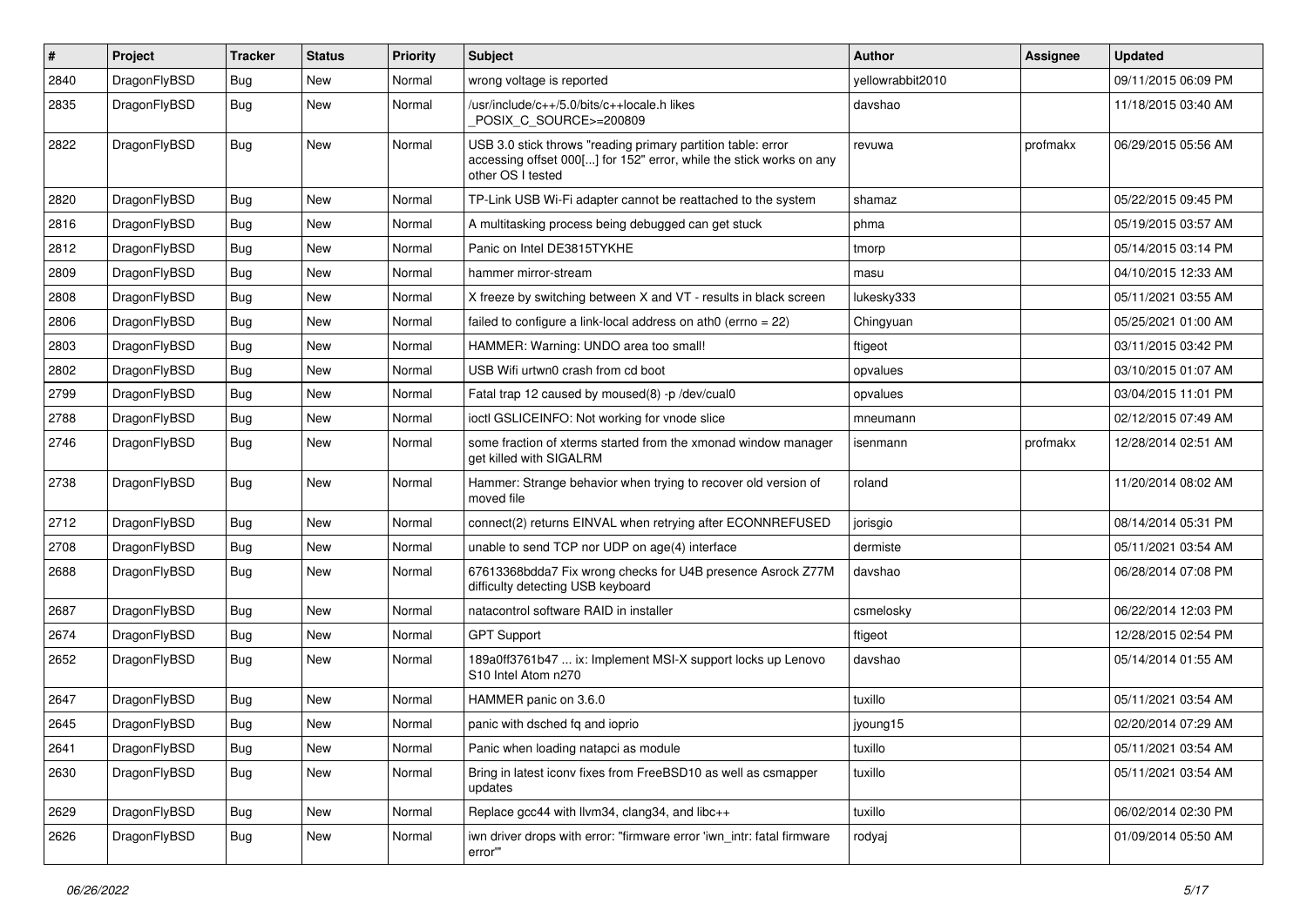| # | Project | Tracker | Status | Priority | Subject | Author | Assignee | Updated |
|---|---|---|---|---|---|---|---|---|
| 2840 | DragonFlyBSD | Bug | New | Normal | wrong voltage is reported | yellowrabbit2010 | | 09/11/2015 06:09 PM |
| 2835 | DragonFlyBSD | Bug | New | Normal | /usr/include/c++/5.0/bits/c++locale.h likes _POSIX_C_SOURCE>=200809 | davshao | | 11/18/2015 03:40 AM |
| 2822 | DragonFlyBSD | Bug | New | Normal | USB 3.0 stick throws "reading primary partition table: error accessing offset 000[...] for 152" error, while the stick works on any other OS I tested | revuwa | profmakx | 06/29/2015 05:56 AM |
| 2820 | DragonFlyBSD | Bug | New | Normal | TP-Link USB Wi-Fi adapter cannot be reattached to the system | shamaz | | 05/22/2015 09:45 PM |
| 2816 | DragonFlyBSD | Bug | New | Normal | A multitasking process being debugged can get stuck | phma | | 05/19/2015 03:57 AM |
| 2812 | DragonFlyBSD | Bug | New | Normal | Panic on Intel DE3815TYKHE | tmorp | | 05/14/2015 03:14 PM |
| 2809 | DragonFlyBSD | Bug | New | Normal | hammer mirror-stream | masu | | 04/10/2015 12:33 AM |
| 2808 | DragonFlyBSD | Bug | New | Normal | X freeze by switching between X and VT - results in black screen | lukesky333 | | 05/11/2021 03:55 AM |
| 2806 | DragonFlyBSD | Bug | New | Normal | failed to configure a link-local address on ath0 (errno = 22) | Chingyuan | | 05/25/2021 01:00 AM |
| 2803 | DragonFlyBSD | Bug | New | Normal | HAMMER: Warning: UNDO area too small! | ftigeot | | 03/11/2015 03:42 PM |
| 2802 | DragonFlyBSD | Bug | New | Normal | USB Wifi urtwn0 crash from cd boot | opvalues | | 03/10/2015 01:07 AM |
| 2799 | DragonFlyBSD | Bug | New | Normal | Fatal trap 12 caused by moused(8) -p /dev/cual0 | opvalues | | 03/04/2015 11:01 PM |
| 2788 | DragonFlyBSD | Bug | New | Normal | ioctl GSLICEINFO: Not working for vnode slice | mneumann | | 02/12/2015 07:49 AM |
| 2746 | DragonFlyBSD | Bug | New | Normal | some fraction of xterms started from the xmonad window manager get killed with SIGALRM | isenmann | profmakx | 12/28/2014 02:51 AM |
| 2738 | DragonFlyBSD | Bug | New | Normal | Hammer: Strange behavior when trying to recover old version of moved file | roland | | 11/20/2014 08:02 AM |
| 2712 | DragonFlyBSD | Bug | New | Normal | connect(2) returns EINVAL when retrying after ECONNREFUSED | jorisgio | | 08/14/2014 05:31 PM |
| 2708 | DragonFlyBSD | Bug | New | Normal | unable to send TCP nor UDP on age(4) interface | dermiste | | 05/11/2021 03:54 AM |
| 2688 | DragonFlyBSD | Bug | New | Normal | 67613368bdda7 Fix wrong checks for U4B presence Asrock Z77M difficulty detecting USB keyboard | davshao | | 06/28/2014 07:08 PM |
| 2687 | DragonFlyBSD | Bug | New | Normal | natacontrol software RAID in installer | csmelosky | | 06/22/2014 12:03 PM |
| 2674 | DragonFlyBSD | Bug | New | Normal | GPT Support | ftigeot | | 12/28/2015 02:54 PM |
| 2652 | DragonFlyBSD | Bug | New | Normal | 189a0ff3761b47 ... ix: Implement MSI-X support locks up Lenovo S10 Intel Atom n270 | davshao | | 05/14/2014 01:55 AM |
| 2647 | DragonFlyBSD | Bug | New | Normal | HAMMER panic on 3.6.0 | tuxillo | | 05/11/2021 03:54 AM |
| 2645 | DragonFlyBSD | Bug | New | Normal | panic with dsched fq and ioprio | jyoung15 | | 02/20/2014 07:29 AM |
| 2641 | DragonFlyBSD | Bug | New | Normal | Panic when loading natapci as module | tuxillo | | 05/11/2021 03:54 AM |
| 2630 | DragonFlyBSD | Bug | New | Normal | Bring in latest iconv fixes from FreeBSD10 as well as csmapper updates | tuxillo | | 05/11/2021 03:54 AM |
| 2629 | DragonFlyBSD | Bug | New | Normal | Replace gcc44 with llvm34, clang34, and libc++ | tuxillo | | 06/02/2014 02:30 PM |
| 2626 | DragonFlyBSD | Bug | New | Normal | iwn driver drops with error: "firmware error 'iwn_intr: fatal firmware error'" | rodyaj | | 01/09/2014 05:50 AM |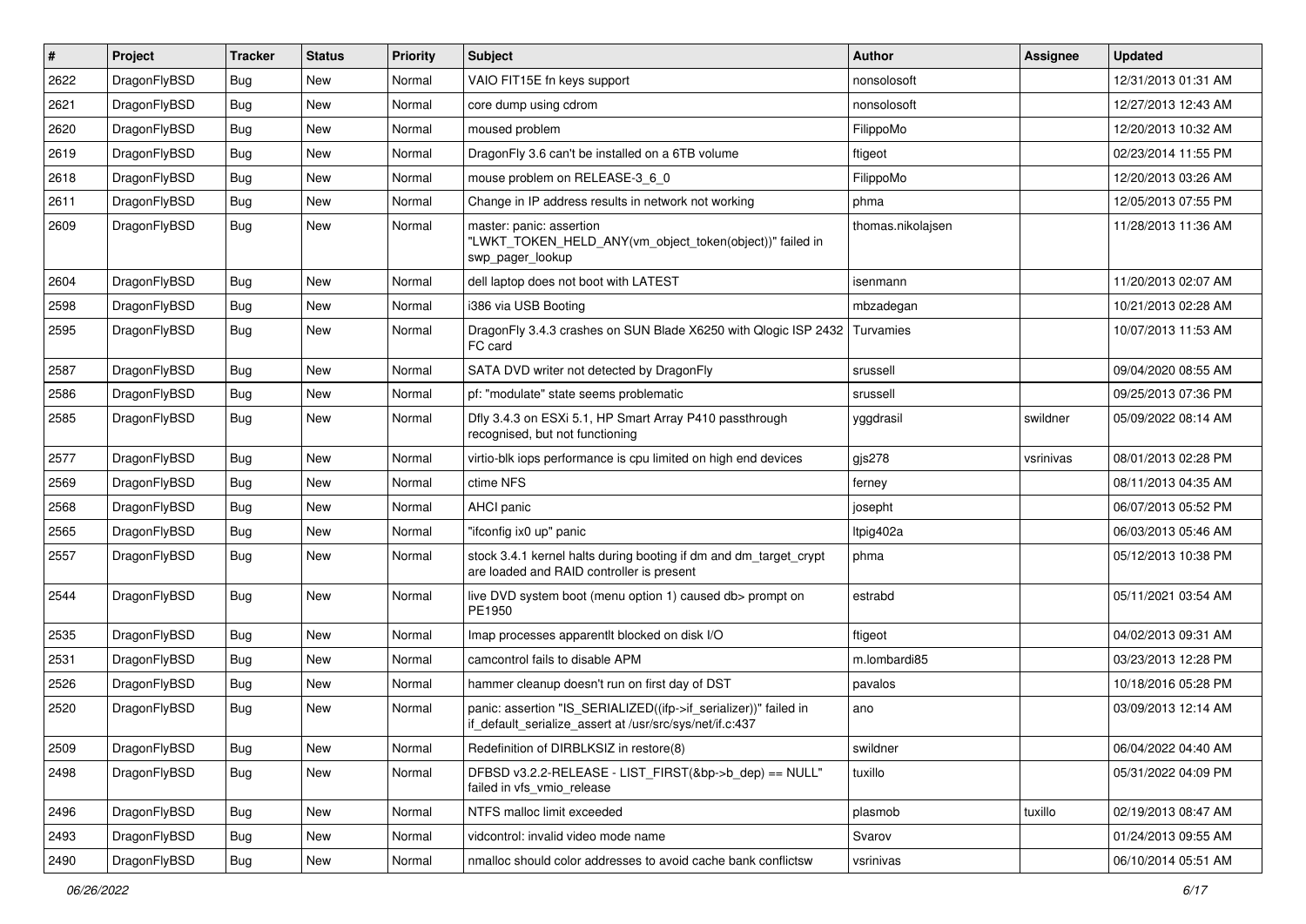| # | Project | Tracker | Status | Priority | Subject | Author | Assignee | Updated |
|---|---|---|---|---|---|---|---|---|
| 2622 | DragonFlyBSD | Bug | New | Normal | VAIO FIT15E fn keys support | nonsolosoft | | 12/31/2013 01:31 AM |
| 2621 | DragonFlyBSD | Bug | New | Normal | core dump using cdrom | nonsolosoft | | 12/27/2013 12:43 AM |
| 2620 | DragonFlyBSD | Bug | New | Normal | moused problem | FilippoMo | | 12/20/2013 10:32 AM |
| 2619 | DragonFlyBSD | Bug | New | Normal | DragonFly 3.6 can't be installed on a 6TB volume | ftigeot | | 02/23/2014 11:55 PM |
| 2618 | DragonFlyBSD | Bug | New | Normal | mouse problem on RELEASE-3_6_0 | FilippoMo | | 12/20/2013 03:26 AM |
| 2611 | DragonFlyBSD | Bug | New | Normal | Change in IP address results in network not working | phma | | 12/05/2013 07:55 PM |
| 2609 | DragonFlyBSD | Bug | New | Normal | master: panic: assertion "LWKT_TOKEN_HELD_ANY(vm_object_token(object))" failed in swp_pager_lookup | thomas.nikolajsen | | 11/28/2013 11:36 AM |
| 2604 | DragonFlyBSD | Bug | New | Normal | dell laptop does not boot with LATEST | isenmann | | 11/20/2013 02:07 AM |
| 2598 | DragonFlyBSD | Bug | New | Normal | i386 via USB Booting | mbzadegan | | 10/21/2013 02:28 AM |
| 2595 | DragonFlyBSD | Bug | New | Normal | DragonFly 3.4.3 crashes on SUN Blade X6250 with Qlogic ISP 2432 FC card | Turvamies | | 10/07/2013 11:53 AM |
| 2587 | DragonFlyBSD | Bug | New | Normal | SATA DVD writer not detected by DragonFly | srussell | | 09/04/2020 08:55 AM |
| 2586 | DragonFlyBSD | Bug | New | Normal | pf: "modulate" state seems problematic | srussell | | 09/25/2013 07:36 PM |
| 2585 | DragonFlyBSD | Bug | New | Normal | Dfly 3.4.3 on ESXi 5.1, HP Smart Array P410 passthrough recognised, but not functioning | yggdrasil | swildner | 05/09/2022 08:14 AM |
| 2577 | DragonFlyBSD | Bug | New | Normal | virtio-blk iops performance is cpu limited on high end devices | gjs278 | vsrinivas | 08/01/2013 02:28 PM |
| 2569 | DragonFlyBSD | Bug | New | Normal | ctime NFS | ferney | | 08/11/2013 04:35 AM |
| 2568 | DragonFlyBSD | Bug | New | Normal | AHCI panic | josepht | | 06/07/2013 05:52 PM |
| 2565 | DragonFlyBSD | Bug | New | Normal | "ifconfig ix0 up" panic | ltpig402a | | 06/03/2013 05:46 AM |
| 2557 | DragonFlyBSD | Bug | New | Normal | stock 3.4.1 kernel halts during booting if dm and dm_target_crypt are loaded and RAID controller is present | phma | | 05/12/2013 10:38 PM |
| 2544 | DragonFlyBSD | Bug | New | Normal | live DVD system boot (menu option 1) caused db> prompt on PE1950 | estrabd | | 05/11/2021 03:54 AM |
| 2535 | DragonFlyBSD | Bug | New | Normal | Imap processes apparentlt blocked on disk I/O | ftigeot | | 04/02/2013 09:31 AM |
| 2531 | DragonFlyBSD | Bug | New | Normal | camcontrol fails to disable APM | m.lombardi85 | | 03/23/2013 12:28 PM |
| 2526 | DragonFlyBSD | Bug | New | Normal | hammer cleanup doesn't run on first day of DST | pavalos | | 10/18/2016 05:28 PM |
| 2520 | DragonFlyBSD | Bug | New | Normal | panic: assertion "IS_SERIALIZED((ifp->if_serializer))" failed in if_default_serialize_assert at /usr/src/sys/net/if.c:437 | ano | | 03/09/2013 12:14 AM |
| 2509 | DragonFlyBSD | Bug | New | Normal | Redefinition of DIRBLKSIZ in restore(8) | swildner | | 06/04/2022 04:40 AM |
| 2498 | DragonFlyBSD | Bug | New | Normal | DFBSD v3.2.2-RELEASE - LIST_FIRST(&bp->b_dep) == NULL" failed in vfs_vmio_release | tuxillo | | 05/31/2022 04:09 PM |
| 2496 | DragonFlyBSD | Bug | New | Normal | NTFS malloc limit exceeded | plasmob | tuxillo | 02/19/2013 08:47 AM |
| 2493 | DragonFlyBSD | Bug | New | Normal | vidcontrol: invalid video mode name | Svarov | | 01/24/2013 09:55 AM |
| 2490 | DragonFlyBSD | Bug | New | Normal | nmalloc should color addresses to avoid cache bank conflictsw | vsrinivas | | 06/10/2014 05:51 AM |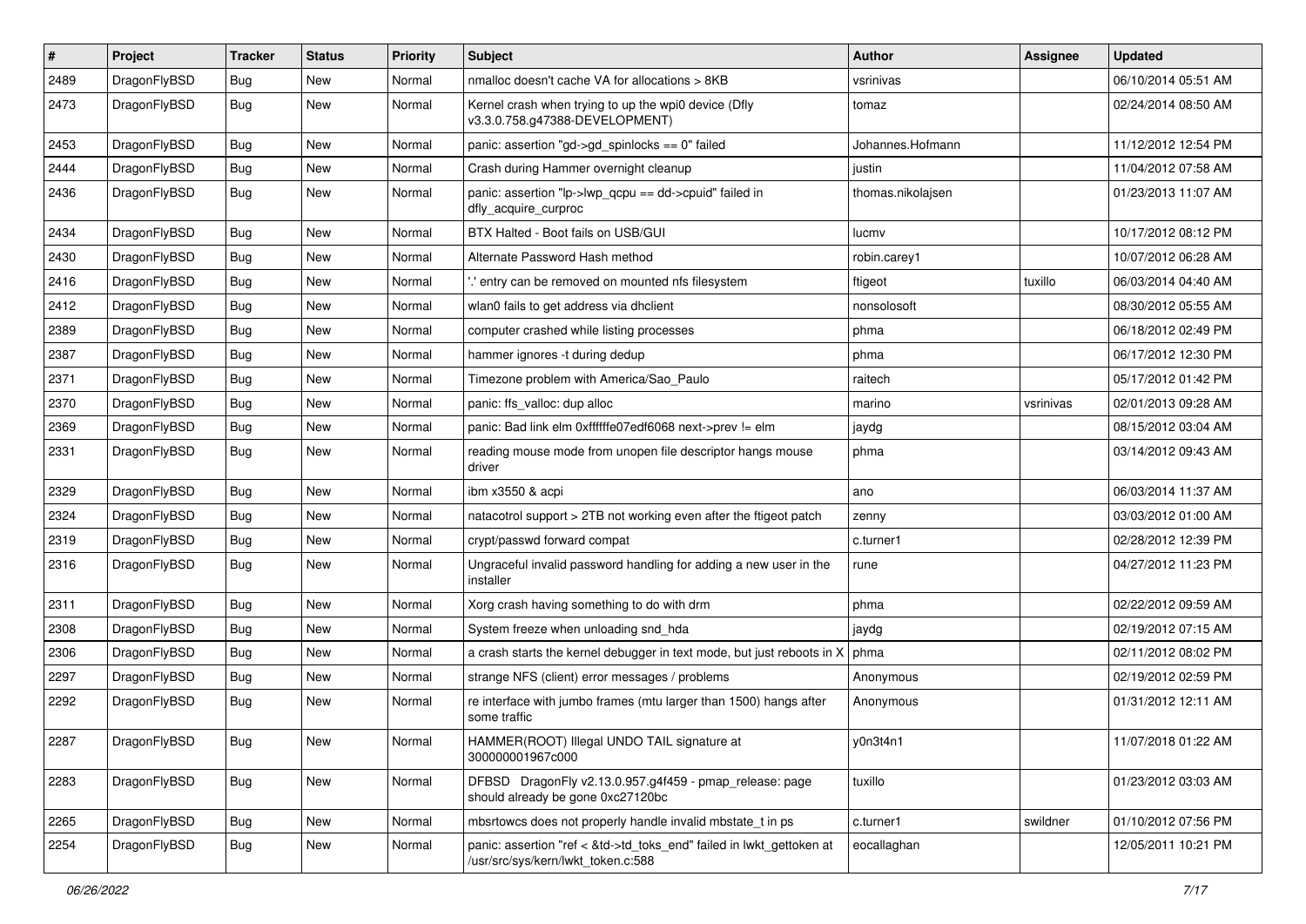| # | Project | Tracker | Status | Priority | Subject | Author | Assignee | Updated |
|---|---|---|---|---|---|---|---|---|
| 2489 | DragonFlyBSD | Bug | New | Normal | nmalloc doesn't cache VA for allocations > 8KB | vsrinivas | | 06/10/2014 05:51 AM |
| 2473 | DragonFlyBSD | Bug | New | Normal | Kernel crash when trying to up the wpi0 device (Dfly v3.3.0.758.g47388-DEVELOPMENT) | tomaz | | 02/24/2014 08:50 AM |
| 2453 | DragonFlyBSD | Bug | New | Normal | panic: assertion "gd->gd_spinlocks == 0" failed | Johannes.Hofmann | | 11/12/2012 12:54 PM |
| 2444 | DragonFlyBSD | Bug | New | Normal | Crash during Hammer overnight cleanup | justin | | 11/04/2012 07:58 AM |
| 2436 | DragonFlyBSD | Bug | New | Normal | panic: assertion "lp->lwp_qcpu == dd->cpuid" failed in dfly_acquire_curproc | thomas.nikolajsen | | 01/23/2013 11:07 AM |
| 2434 | DragonFlyBSD | Bug | New | Normal | BTX Halted - Boot fails on USB/GUI | lucmv | | 10/17/2012 08:12 PM |
| 2430 | DragonFlyBSD | Bug | New | Normal | Alternate Password Hash method | robin.carey1 | | 10/07/2012 06:28 AM |
| 2416 | DragonFlyBSD | Bug | New | Normal | '.' entry can be removed on mounted nfs filesystem | ftigeot | tuxillo | 06/03/2014 04:40 AM |
| 2412 | DragonFlyBSD | Bug | New | Normal | wlan0 fails to get address via dhclient | nonsolosoft | | 08/30/2012 05:55 AM |
| 2389 | DragonFlyBSD | Bug | New | Normal | computer crashed while listing processes | phma | | 06/18/2012 02:49 PM |
| 2387 | DragonFlyBSD | Bug | New | Normal | hammer ignores -t during dedup | phma | | 06/17/2012 12:30 PM |
| 2371 | DragonFlyBSD | Bug | New | Normal | Timezone problem with America/Sao_Paulo | raitech | | 05/17/2012 01:42 PM |
| 2370 | DragonFlyBSD | Bug | New | Normal | panic: ffs_valloc: dup alloc | marino | vsrinivas | 02/01/2013 09:28 AM |
| 2369 | DragonFlyBSD | Bug | New | Normal | panic: Bad link elm 0xffffffe07edf6068 next->prev != elm | jaydg | | 08/15/2012 03:04 AM |
| 2331 | DragonFlyBSD | Bug | New | Normal | reading mouse mode from unopen file descriptor hangs mouse driver | phma | | 03/14/2012 09:43 AM |
| 2329 | DragonFlyBSD | Bug | New | Normal | ibm x3550 & acpi | ano | | 06/03/2014 11:37 AM |
| 2324 | DragonFlyBSD | Bug | New | Normal | natacotrol support > 2TB not working even after the ftigeot patch | zenny | | 03/03/2012 01:00 AM |
| 2319 | DragonFlyBSD | Bug | New | Normal | crypt/passwd forward compat | c.turner1 | | 02/28/2012 12:39 PM |
| 2316 | DragonFlyBSD | Bug | New | Normal | Ungraceful invalid password handling for adding a new user in the installer | rune | | 04/27/2012 11:23 PM |
| 2311 | DragonFlyBSD | Bug | New | Normal | Xorg crash having something to do with drm | phma | | 02/22/2012 09:59 AM |
| 2308 | DragonFlyBSD | Bug | New | Normal | System freeze when unloading snd_hda | jaydg | | 02/19/2012 07:15 AM |
| 2306 | DragonFlyBSD | Bug | New | Normal | a crash starts the kernel debugger in text mode, but just reboots in X | phma | | 02/11/2012 08:02 PM |
| 2297 | DragonFlyBSD | Bug | New | Normal | strange NFS (client) error messages / problems | Anonymous | | 02/19/2012 02:59 PM |
| 2292 | DragonFlyBSD | Bug | New | Normal | re interface with jumbo frames (mtu larger than 1500) hangs after some traffic | Anonymous | | 01/31/2012 12:11 AM |
| 2287 | DragonFlyBSD | Bug | New | Normal | HAMMER(ROOT) Illegal UNDO TAIL signature at 300000001967c000 | y0n3t4n1 | | 11/07/2018 01:22 AM |
| 2283 | DragonFlyBSD | Bug | New | Normal | DFBSD DragonFly v2.13.0.957.g4f459 - pmap_release: page should already be gone 0xc27120bc | tuxillo | | 01/23/2012 03:03 AM |
| 2265 | DragonFlyBSD | Bug | New | Normal | mbsrtowcs does not properly handle invalid mbstate_t in ps | c.turner1 | swildner | 01/10/2012 07:56 PM |
| 2254 | DragonFlyBSD | Bug | New | Normal | panic: assertion "ref < &td->td_toks_end" failed in lwkt_gettoken at /usr/src/sys/kern/lwkt_token.c:588 | eocallaghan | | 12/05/2011 10:21 PM |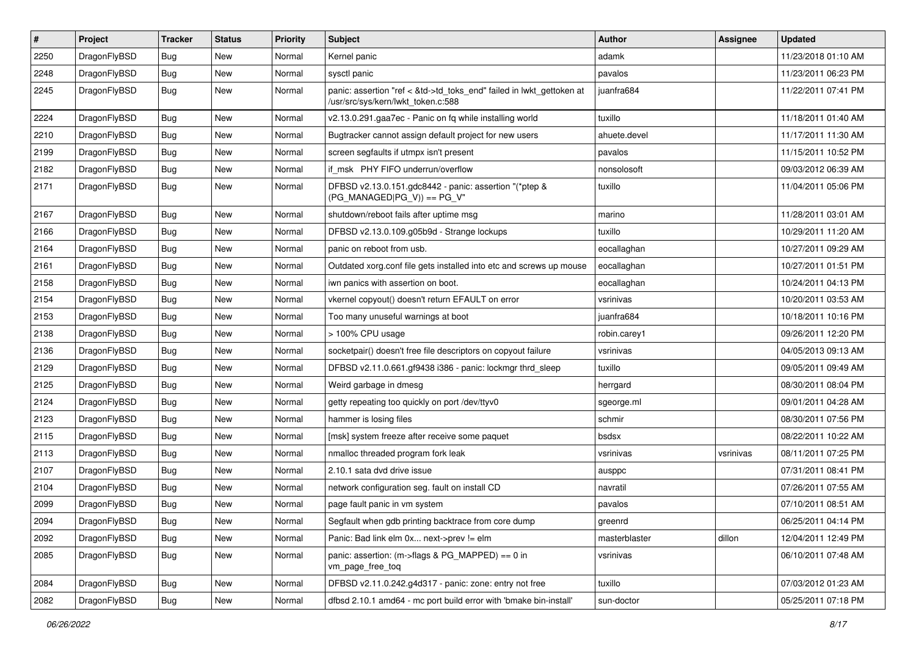| # | Project | Tracker | Status | Priority | Subject | Author | Assignee | Updated |
|---|---|---|---|---|---|---|---|---|
| 2250 | DragonFlyBSD | Bug | New | Normal | Kernel panic | adamk | | 11/23/2018 01:10 AM |
| 2248 | DragonFlyBSD | Bug | New | Normal | sysctl panic | pavalos | | 11/23/2011 06:23 PM |
| 2245 | DragonFlyBSD | Bug | New | Normal | panic: assertion "ref < &td->td_toks_end" failed in lwkt_gettoken at /usr/src/sys/kern/lwkt_token.c:588 | juanfra684 | | 11/22/2011 07:41 PM |
| 2224 | DragonFlyBSD | Bug | New | Normal | v2.13.0.291.gaa7ec - Panic on fq while installing world | tuxillo | | 11/18/2011 01:40 AM |
| 2210 | DragonFlyBSD | Bug | New | Normal | Bugtracker cannot assign default project for new users | ahuete.devel | | 11/17/2011 11:30 AM |
| 2199 | DragonFlyBSD | Bug | New | Normal | screen segfaults if utmpx isn't present | pavalos | | 11/15/2011 10:52 PM |
| 2182 | DragonFlyBSD | Bug | New | Normal | if_msk PHY FIFO underrun/overflow | nonsolosoft | | 09/03/2012 06:39 AM |
| 2171 | DragonFlyBSD | Bug | New | Normal | DFBSD v2.13.0.151.gdc8442 - panic: assertion "(*ptep & (PG_MANAGED\|PG_V)) == PG_V" | tuxillo | | 11/04/2011 05:06 PM |
| 2167 | DragonFlyBSD | Bug | New | Normal | shutdown/reboot fails after uptime msg | marino | | 11/28/2011 03:01 AM |
| 2166 | DragonFlyBSD | Bug | New | Normal | DFBSD v2.13.0.109.g05b9d - Strange lockups | tuxillo | | 10/29/2011 11:20 AM |
| 2164 | DragonFlyBSD | Bug | New | Normal | panic on reboot from usb. | eocallaghan | | 10/27/2011 09:29 AM |
| 2161 | DragonFlyBSD | Bug | New | Normal | Outdated xorg.conf file gets installed into etc and screws up mouse | eocallaghan | | 10/27/2011 01:51 PM |
| 2158 | DragonFlyBSD | Bug | New | Normal | iwn panics with assertion on boot. | eocallaghan | | 10/24/2011 04:13 PM |
| 2154 | DragonFlyBSD | Bug | New | Normal | vkernel copyout() doesn't return EFAULT on error | vsrinivas | | 10/20/2011 03:53 AM |
| 2153 | DragonFlyBSD | Bug | New | Normal | Too many unuseful warnings at boot | juanfra684 | | 10/18/2011 10:16 PM |
| 2138 | DragonFlyBSD | Bug | New | Normal | > 100% CPU usage | robin.carey1 | | 09/26/2011 12:20 PM |
| 2136 | DragonFlyBSD | Bug | New | Normal | socketpair() doesn't free file descriptors on copyout failure | vsrinivas | | 04/05/2013 09:13 AM |
| 2129 | DragonFlyBSD | Bug | New | Normal | DFBSD v2.11.0.661.gf9438 i386 - panic: lockmgr thrd_sleep | tuxillo | | 09/05/2011 09:49 AM |
| 2125 | DragonFlyBSD | Bug | New | Normal | Weird garbage in dmesg | herrgard | | 08/30/2011 08:04 PM |
| 2124 | DragonFlyBSD | Bug | New | Normal | getty repeating too quickly on port /dev/ttyv0 | sgeorge.ml | | 09/01/2011 04:28 AM |
| 2123 | DragonFlyBSD | Bug | New | Normal | hammer is losing files | schmir | | 08/30/2011 07:56 PM |
| 2115 | DragonFlyBSD | Bug | New | Normal | [msk] system freeze after receive some paquet | bsdsx | | 08/22/2011 10:22 AM |
| 2113 | DragonFlyBSD | Bug | New | Normal | nmalloc threaded program fork leak | vsrinivas | vsrinivas | 08/11/2011 07:25 PM |
| 2107 | DragonFlyBSD | Bug | New | Normal | 2.10.1 sata dvd drive issue | ausppc | | 07/31/2011 08:41 PM |
| 2104 | DragonFlyBSD | Bug | New | Normal | network configuration seg. fault on install CD | navratil | | 07/26/2011 07:55 AM |
| 2099 | DragonFlyBSD | Bug | New | Normal | page fault panic in vm system | pavalos | | 07/10/2011 08:51 AM |
| 2094 | DragonFlyBSD | Bug | New | Normal | Segfault when gdb printing backtrace from core dump | greenrd | | 06/25/2011 04:14 PM |
| 2092 | DragonFlyBSD | Bug | New | Normal | Panic: Bad link elm 0x... next->prev != elm | masterblaster | dillon | 12/04/2011 12:49 PM |
| 2085 | DragonFlyBSD | Bug | New | Normal | panic: assertion: (m->flags & PG_MAPPED) == 0 in vm_page_free_toq | vsrinivas | | 06/10/2011 07:48 AM |
| 2084 | DragonFlyBSD | Bug | New | Normal | DFBSD v2.11.0.242.g4d317 - panic: zone: entry not free | tuxillo | | 07/03/2012 01:23 AM |
| 2082 | DragonFlyBSD | Bug | New | Normal | dfbsd 2.10.1 amd64 - mc port build error with 'bmake bin-install' | sun-doctor | | 05/25/2011 07:18 PM |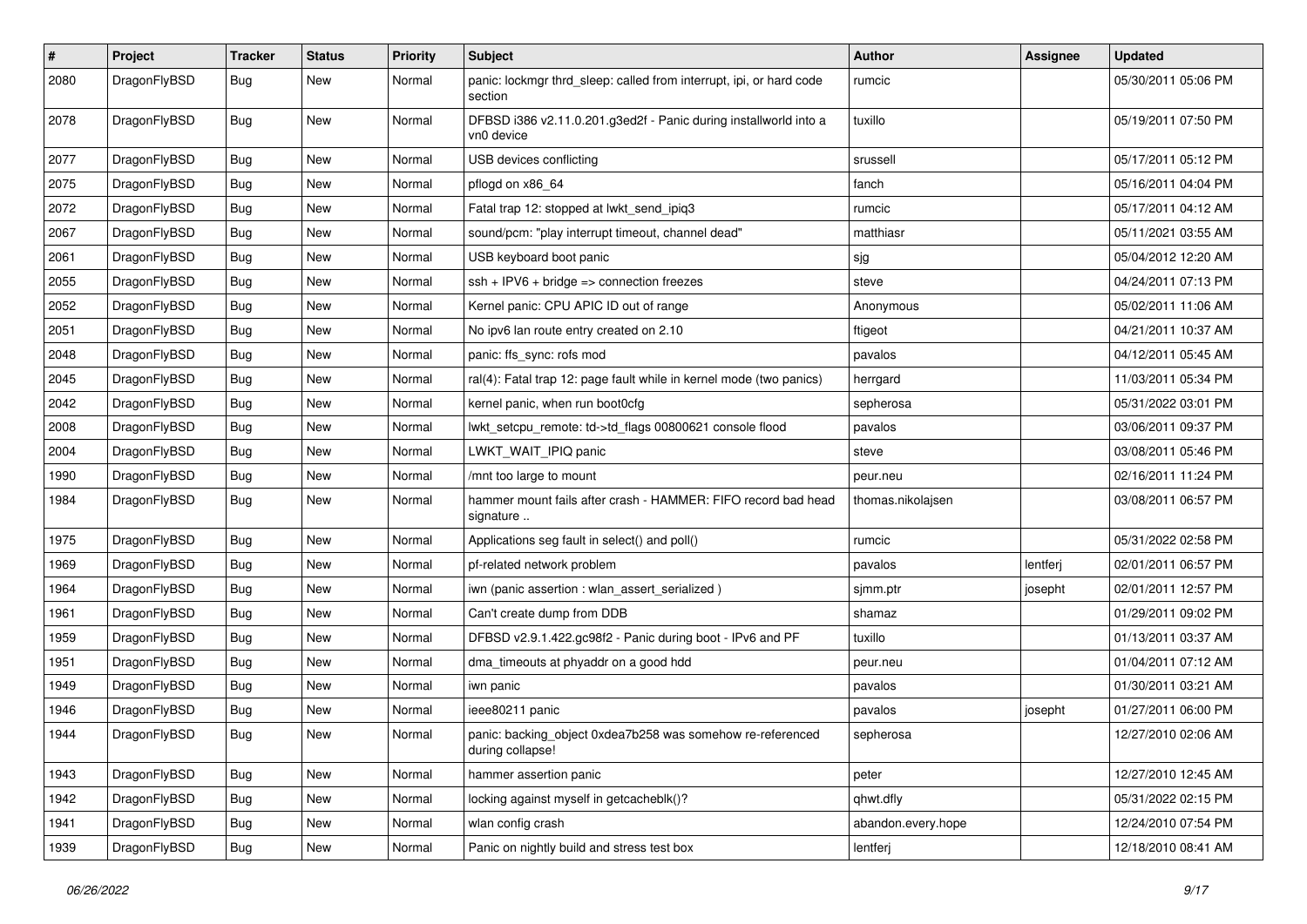| # | Project | Tracker | Status | Priority | Subject | Author | Assignee | Updated |
|---|---|---|---|---|---|---|---|---|
| 2080 | DragonFlyBSD | Bug | New | Normal | panic: lockmgr thrd_sleep: called from interrupt, ipi, or hard code section | rumcic | | 05/30/2011 05:06 PM |
| 2078 | DragonFlyBSD | Bug | New | Normal | DFBSD i386 v2.11.0.201.g3ed2f - Panic during installworld into a vn0 device | tuxillo | | 05/19/2011 07:50 PM |
| 2077 | DragonFlyBSD | Bug | New | Normal | USB devices conflicting | srussell | | 05/17/2011 05:12 PM |
| 2075 | DragonFlyBSD | Bug | New | Normal | pflogd on x86_64 | fanch | | 05/16/2011 04:04 PM |
| 2072 | DragonFlyBSD | Bug | New | Normal | Fatal trap 12: stopped at lwkt_send_ipiq3 | rumcic | | 05/17/2011 04:12 AM |
| 2067 | DragonFlyBSD | Bug | New | Normal | sound/pcm: "play interrupt timeout, channel dead" | matthiasr | | 05/11/2021 03:55 AM |
| 2061 | DragonFlyBSD | Bug | New | Normal | USB keyboard boot panic | sjg | | 05/04/2012 12:20 AM |
| 2055 | DragonFlyBSD | Bug | New | Normal | ssh + IPV6 + bridge => connection freezes | steve | | 04/24/2011 07:13 PM |
| 2052 | DragonFlyBSD | Bug | New | Normal | Kernel panic: CPU APIC ID out of range | Anonymous | | 05/02/2011 11:06 AM |
| 2051 | DragonFlyBSD | Bug | New | Normal | No ipv6 lan route entry created on 2.10 | ftigeot | | 04/21/2011 10:37 AM |
| 2048 | DragonFlyBSD | Bug | New | Normal | panic: ffs_sync: rofs mod | pavalos | | 04/12/2011 05:45 AM |
| 2045 | DragonFlyBSD | Bug | New | Normal | ral(4): Fatal trap 12: page fault while in kernel mode (two panics) | herrgard | | 11/03/2011 05:34 PM |
| 2042 | DragonFlyBSD | Bug | New | Normal | kernel panic, when run boot0cfg | sepherosa | | 05/31/2022 03:01 PM |
| 2008 | DragonFlyBSD | Bug | New | Normal | lwkt_setcpu_remote: td->td_flags 00800621 console flood | pavalos | | 03/06/2011 09:37 PM |
| 2004 | DragonFlyBSD | Bug | New | Normal | LWKT_WAIT_IPIQ panic | steve | | 03/08/2011 05:46 PM |
| 1990 | DragonFlyBSD | Bug | New | Normal | /mnt too large to mount | peur.neu | | 02/16/2011 11:24 PM |
| 1984 | DragonFlyBSD | Bug | New | Normal | hammer mount fails after crash - HAMMER: FIFO record bad head signature .. | thomas.nikolajsen | | 03/08/2011 06:57 PM |
| 1975 | DragonFlyBSD | Bug | New | Normal | Applications seg fault in select() and poll() | rumcic | | 05/31/2022 02:58 PM |
| 1969 | DragonFlyBSD | Bug | New | Normal | pf-related network problem | pavalos | lentferj | 02/01/2011 06:57 PM |
| 1964 | DragonFlyBSD | Bug | New | Normal | iwn (panic assertion : wlan_assert_serialized ) | sjmm.ptr | josepht | 02/01/2011 12:57 PM |
| 1961 | DragonFlyBSD | Bug | New | Normal | Can't create dump from DDB | shamaz | | 01/29/2011 09:02 PM |
| 1959 | DragonFlyBSD | Bug | New | Normal | DFBSD v2.9.1.422.gc98f2 - Panic during boot - IPv6 and PF | tuxillo | | 01/13/2011 03:37 AM |
| 1951 | DragonFlyBSD | Bug | New | Normal | dma_timeouts at phyaddr on a good hdd | peur.neu | | 01/04/2011 07:12 AM |
| 1949 | DragonFlyBSD | Bug | New | Normal | iwn panic | pavalos | | 01/30/2011 03:21 AM |
| 1946 | DragonFlyBSD | Bug | New | Normal | ieee80211 panic | pavalos | josepht | 01/27/2011 06:00 PM |
| 1944 | DragonFlyBSD | Bug | New | Normal | panic: backing_object 0xdea7b258 was somehow re-referenced during collapse! | sepherosa | | 12/27/2010 02:06 AM |
| 1943 | DragonFlyBSD | Bug | New | Normal | hammer assertion panic | peter | | 12/27/2010 12:45 AM |
| 1942 | DragonFlyBSD | Bug | New | Normal | locking against myself in getcacheblk()? | qhwt.dfly | | 05/31/2022 02:15 PM |
| 1941 | DragonFlyBSD | Bug | New | Normal | wlan config crash | abandon.every.hope | | 12/24/2010 07:54 PM |
| 1939 | DragonFlyBSD | Bug | New | Normal | Panic on nightly build and stress test box | lentferj | | 12/18/2010 08:41 AM |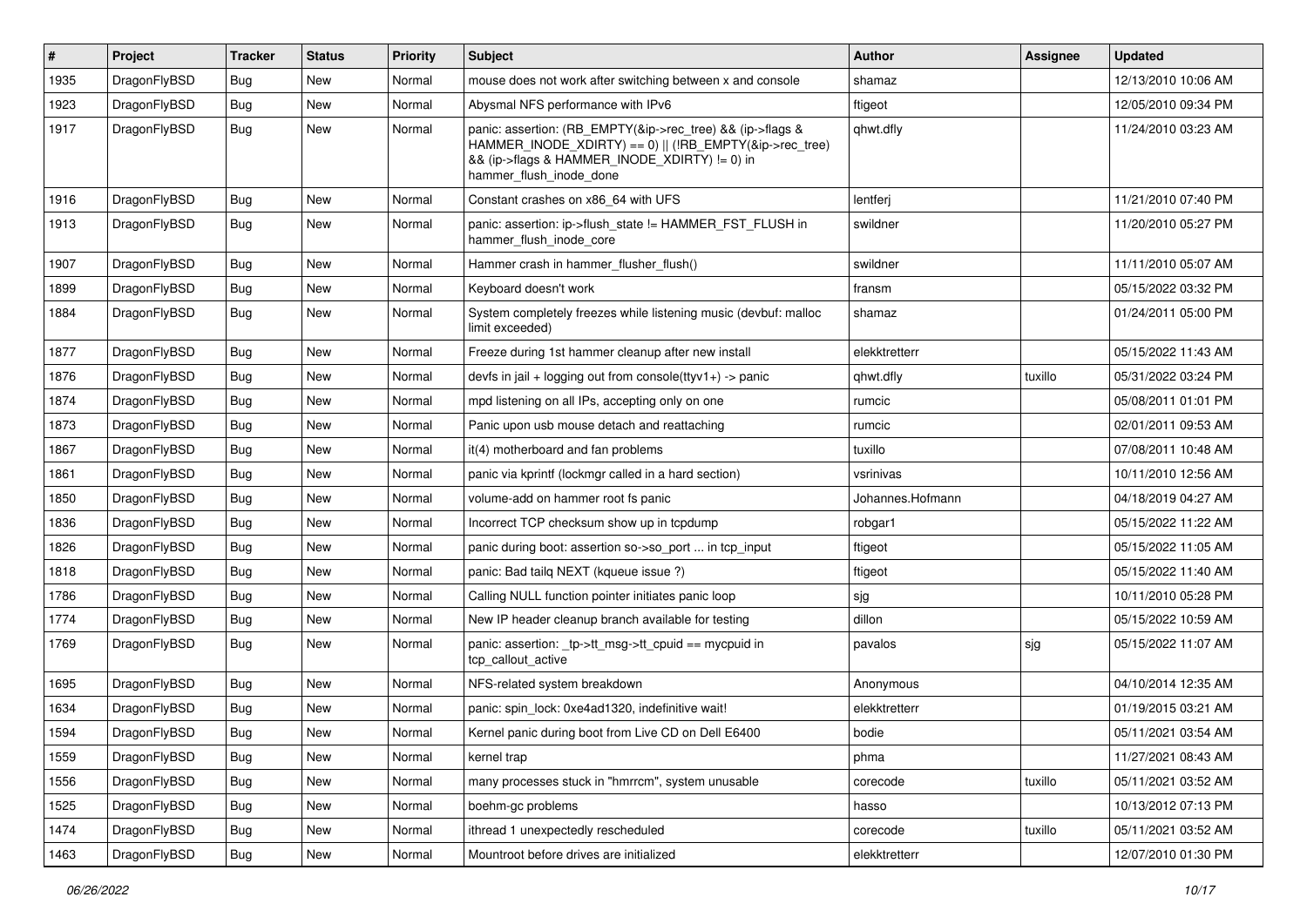| # | Project | Tracker | Status | Priority | Subject | Author | Assignee | Updated |
|---|---|---|---|---|---|---|---|---|
| 1935 | DragonFlyBSD | Bug | New | Normal | mouse does not work after switching between x and console | shamaz | | 12/13/2010 10:06 AM |
| 1923 | DragonFlyBSD | Bug | New | Normal | Abysmal NFS performance with IPv6 | ftigeot | | 12/05/2010 09:34 PM |
| 1917 | DragonFlyBSD | Bug | New | Normal | panic: assertion: (RB_EMPTY(&ip->rec_tree) && (ip->flags & HAMMER_INODE_XDIRTY) == 0) \|\| (!RB_EMPTY(&ip->rec_tree) && (ip->flags & HAMMER_INODE_XDIRTY) != 0) in hammer_flush_inode_done | qhwt.dfly | | 11/24/2010 03:23 AM |
| 1916 | DragonFlyBSD | Bug | New | Normal | Constant crashes on x86_64 with UFS | lentferj | | 11/21/2010 07:40 PM |
| 1913 | DragonFlyBSD | Bug | New | Normal | panic: assertion: ip->flush_state != HAMMER_FST_FLUSH in hammer_flush_inode_core | swildner | | 11/20/2010 05:27 PM |
| 1907 | DragonFlyBSD | Bug | New | Normal | Hammer crash in hammer_flusher_flush() | swildner | | 11/11/2010 05:07 AM |
| 1899 | DragonFlyBSD | Bug | New | Normal | Keyboard doesn't work | fransm | | 05/15/2022 03:32 PM |
| 1884 | DragonFlyBSD | Bug | New | Normal | System completely freezes while listening music (devbuf: malloc limit exceeded) | shamaz | | 01/24/2011 05:00 PM |
| 1877 | DragonFlyBSD | Bug | New | Normal | Freeze during 1st hammer cleanup after new install | elekktretterr | | 05/15/2022 11:43 AM |
| 1876 | DragonFlyBSD | Bug | New | Normal | devfs in jail + logging out from console(ttyv1+) -> panic | qhwt.dfly | tuxillo | 05/31/2022 03:24 PM |
| 1874 | DragonFlyBSD | Bug | New | Normal | mpd listening on all IPs, accepting only on one | rumcic | | 05/08/2011 01:01 PM |
| 1873 | DragonFlyBSD | Bug | New | Normal | Panic upon usb mouse detach and reattaching | rumcic | | 02/01/2011 09:53 AM |
| 1867 | DragonFlyBSD | Bug | New | Normal | it(4) motherboard and fan problems | tuxillo | | 07/08/2011 10:48 AM |
| 1861 | DragonFlyBSD | Bug | New | Normal | panic via kprintf (lockmgr called in a hard section) | vsrinivas | | 10/11/2010 12:56 AM |
| 1850 | DragonFlyBSD | Bug | New | Normal | volume-add on hammer root fs panic | Johannes.Hofmann | | 04/18/2019 04:27 AM |
| 1836 | DragonFlyBSD | Bug | New | Normal | Incorrect TCP checksum show up in tcpdump | robgar1 | | 05/15/2022 11:22 AM |
| 1826 | DragonFlyBSD | Bug | New | Normal | panic during boot: assertion so->so_port ... in tcp_input | ftigeot | | 05/15/2022 11:05 AM |
| 1818 | DragonFlyBSD | Bug | New | Normal | panic: Bad tailq NEXT (kqueue issue ?) | ftigeot | | 05/15/2022 11:40 AM |
| 1786 | DragonFlyBSD | Bug | New | Normal | Calling NULL function pointer initiates panic loop | sjg | | 10/11/2010 05:28 PM |
| 1774 | DragonFlyBSD | Bug | New | Normal | New IP header cleanup branch available for testing | dillon | | 05/15/2022 10:59 AM |
| 1769 | DragonFlyBSD | Bug | New | Normal | panic: assertion: _tp->tt_msg->tt_cpuid == mycpuid in tcp_callout_active | pavalos | sjg | 05/15/2022 11:07 AM |
| 1695 | DragonFlyBSD | Bug | New | Normal | NFS-related system breakdown | Anonymous | | 04/10/2014 12:35 AM |
| 1634 | DragonFlyBSD | Bug | New | Normal | panic: spin_lock: 0xe4ad1320, indefinitive wait! | elekktretterr | | 01/19/2015 03:21 AM |
| 1594 | DragonFlyBSD | Bug | New | Normal | Kernel panic during boot from Live CD on Dell E6400 | bodie | | 05/11/2021 03:54 AM |
| 1559 | DragonFlyBSD | Bug | New | Normal | kernel trap | phma | | 11/27/2021 08:43 AM |
| 1556 | DragonFlyBSD | Bug | New | Normal | many processes stuck in "hmrrcm", system unusable | corecode | tuxillo | 05/11/2021 03:52 AM |
| 1525 | DragonFlyBSD | Bug | New | Normal | boehm-gc problems | hasso | | 10/13/2012 07:13 PM |
| 1474 | DragonFlyBSD | Bug | New | Normal | ithread 1 unexpectedly rescheduled | corecode | tuxillo | 05/11/2021 03:52 AM |
| 1463 | DragonFlyBSD | Bug | New | Normal | Mountroot before drives are initialized | elekktretterr | | 12/07/2010 01:30 PM |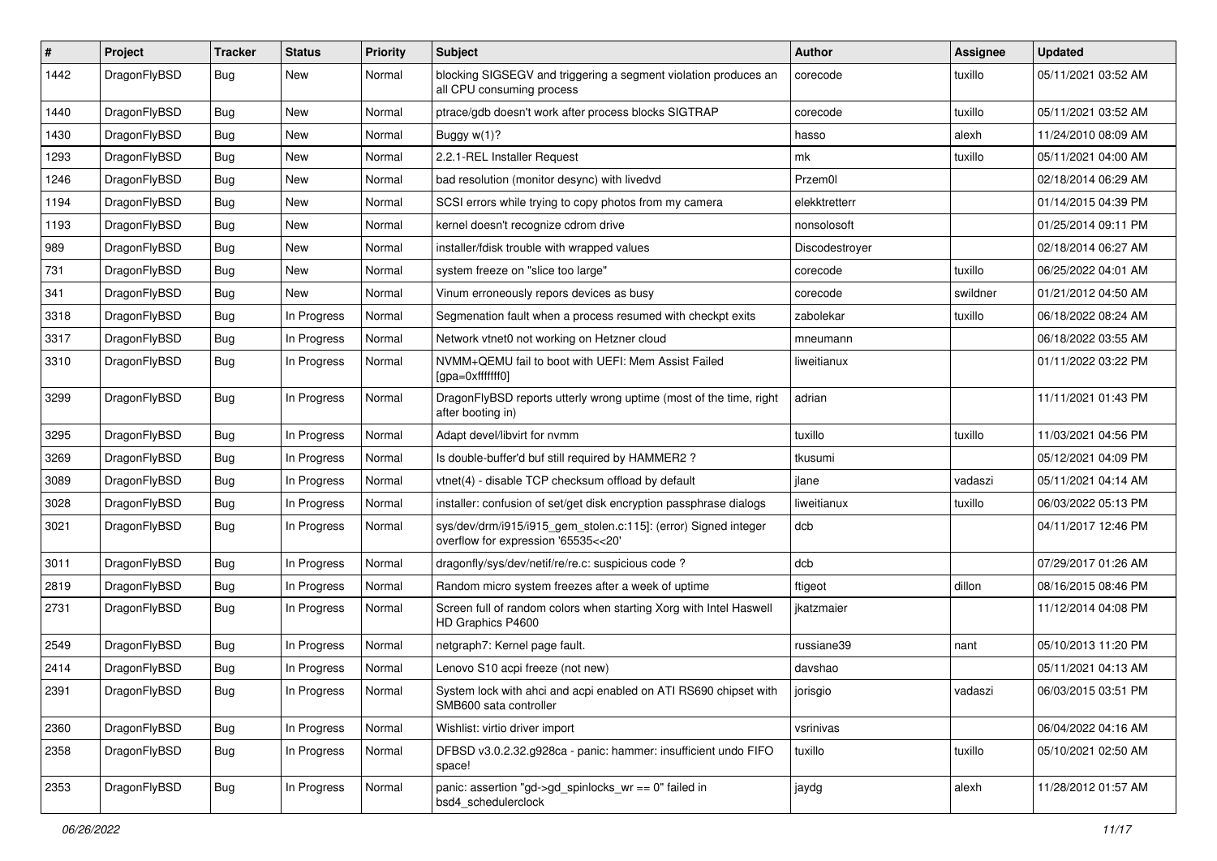| # | Project | Tracker | Status | Priority | Subject | Author | Assignee | Updated |
| --- | --- | --- | --- | --- | --- | --- | --- | --- |
| 1442 | DragonFlyBSD | Bug | New | Normal | blocking SIGSEGV and triggering a segment violation produces an all CPU consuming process | corecode | tuxillo | 05/11/2021 03:52 AM |
| 1440 | DragonFlyBSD | Bug | New | Normal | ptrace/gdb doesn't work after process blocks SIGTRAP | corecode | tuxillo | 05/11/2021 03:52 AM |
| 1430 | DragonFlyBSD | Bug | New | Normal | Buggy w(1)? | hasso | alexh | 11/24/2010 08:09 AM |
| 1293 | DragonFlyBSD | Bug | New | Normal | 2.2.1-REL Installer Request | mk | tuxillo | 05/11/2021 04:00 AM |
| 1246 | DragonFlyBSD | Bug | New | Normal | bad resolution (monitor desync) with livedvd | Przem0l | | 02/18/2014 06:29 AM |
| 1194 | DragonFlyBSD | Bug | New | Normal | SCSI errors while trying to copy photos from my camera | elekktretterr | | 01/14/2015 04:39 PM |
| 1193 | DragonFlyBSD | Bug | New | Normal | kernel doesn't recognize cdrom drive | nonsolosoft | | 01/25/2014 09:11 PM |
| 989 | DragonFlyBSD | Bug | New | Normal | installer/fdisk trouble with wrapped values | Discodestroyer | | 02/18/2014 06:27 AM |
| 731 | DragonFlyBSD | Bug | New | Normal | system freeze on "slice too large" | corecode | tuxillo | 06/25/2022 04:01 AM |
| 341 | DragonFlyBSD | Bug | New | Normal | Vinum erroneously repors devices as busy | corecode | swildner | 01/21/2012 04:50 AM |
| 3318 | DragonFlyBSD | Bug | In Progress | Normal | Segmenation fault when a process resumed with checkpt exits | zabolekar | tuxillo | 06/18/2022 08:24 AM |
| 3317 | DragonFlyBSD | Bug | In Progress | Normal | Network vtnet0 not working on Hetzner cloud | mneumann | | 06/18/2022 03:55 AM |
| 3310 | DragonFlyBSD | Bug | In Progress | Normal | NVMM+QEMU fail to boot with UEFI: Mem Assist Failed [gpa=0xfffffff0] | liweitianux | | 01/11/2022 03:22 PM |
| 3299 | DragonFlyBSD | Bug | In Progress | Normal | DragonFlyBSD reports utterly wrong uptime (most of the time, right after booting in) | adrian | | 11/11/2021 01:43 PM |
| 3295 | DragonFlyBSD | Bug | In Progress | Normal | Adapt devel/libvirt for nvmm | tuxillo | tuxillo | 11/03/2021 04:56 PM |
| 3269 | DragonFlyBSD | Bug | In Progress | Normal | Is double-buffer'd buf still required by HAMMER2 ? | tkusumi | | 05/12/2021 04:09 PM |
| 3089 | DragonFlyBSD | Bug | In Progress | Normal | vtnet(4) - disable TCP checksum offload by default | jlane | vadaszi | 05/11/2021 04:14 AM |
| 3028 | DragonFlyBSD | Bug | In Progress | Normal | installer: confusion of set/get disk encryption passphrase dialogs | liweitianux | tuxillo | 06/03/2022 05:13 PM |
| 3021 | DragonFlyBSD | Bug | In Progress | Normal | sys/dev/drm/i915/i915_gem_stolen.c:115]: (error) Signed integer overflow for expression '65535<<20' | dcb | | 04/11/2017 12:46 PM |
| 3011 | DragonFlyBSD | Bug | In Progress | Normal | dragonfly/sys/dev/netif/re/re.c: suspicious code ? | dcb | | 07/29/2017 01:26 AM |
| 2819 | DragonFlyBSD | Bug | In Progress | Normal | Random micro system freezes after a week of uptime | ftigeot | dillon | 08/16/2015 08:46 PM |
| 2731 | DragonFlyBSD | Bug | In Progress | Normal | Screen full of random colors when starting Xorg with Intel Haswell HD Graphics P4600 | jkatzmaier | | 11/12/2014 04:08 PM |
| 2549 | DragonFlyBSD | Bug | In Progress | Normal | netgraph7: Kernel page fault. | russiane39 | nant | 05/10/2013 11:20 PM |
| 2414 | DragonFlyBSD | Bug | In Progress | Normal | Lenovo S10 acpi freeze (not new) | davshao | | 05/11/2021 04:13 AM |
| 2391 | DragonFlyBSD | Bug | In Progress | Normal | System lock with ahci and acpi enabled on ATI RS690 chipset with SMB600 sata controller | jorisgio | vadaszi | 06/03/2015 03:51 PM |
| 2360 | DragonFlyBSD | Bug | In Progress | Normal | Wishlist: virtio driver import | vsrinivas | | 06/04/2022 04:16 AM |
| 2358 | DragonFlyBSD | Bug | In Progress | Normal | DFBSD v3.0.2.32.g928ca - panic: hammer: insufficient undo FIFO space! | tuxillo | tuxillo | 05/10/2021 02:50 AM |
| 2353 | DragonFlyBSD | Bug | In Progress | Normal | panic: assertion "gd->gd_spinlocks_wr == 0" failed in bsd4_schedulerclock | jaydg | alexh | 11/28/2012 01:57 AM |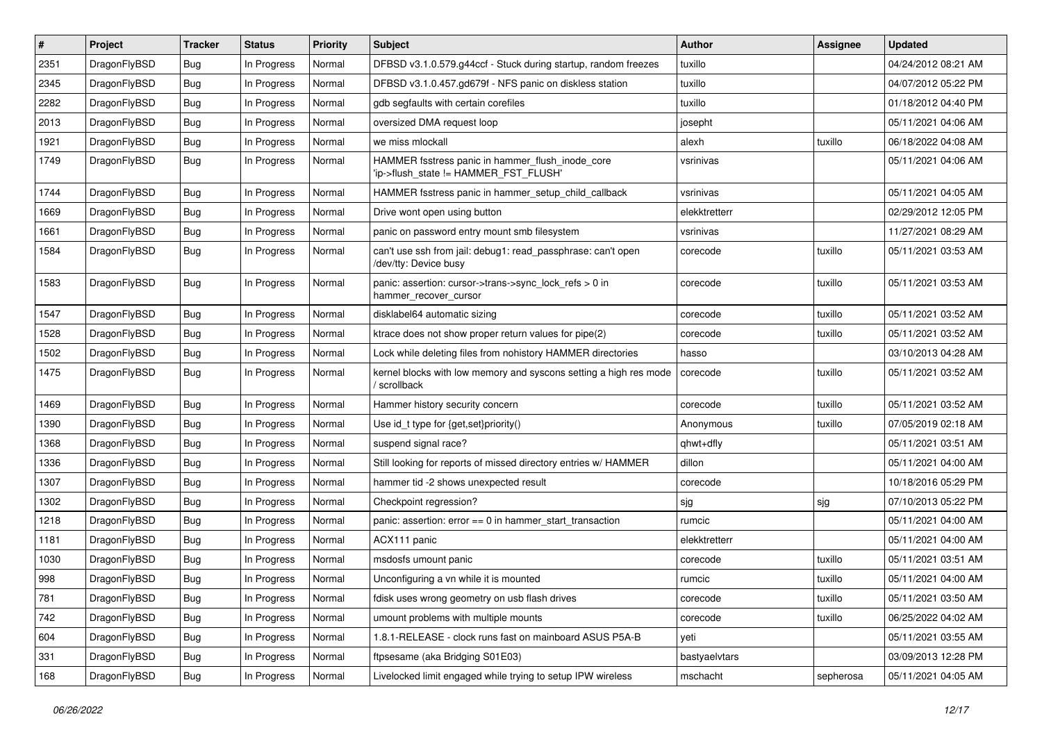| # | Project | Tracker | Status | Priority | Subject | Author | Assignee | Updated |
|---|---|---|---|---|---|---|---|---|
| 2351 | DragonFlyBSD | Bug | In Progress | Normal | DFBSD v3.1.0.579.g44ccf - Stuck during startup, random freezes | tuxillo | | 04/24/2012 08:21 AM |
| 2345 | DragonFlyBSD | Bug | In Progress | Normal | DFBSD v3.1.0.457.gd679f - NFS panic on diskless station | tuxillo | | 04/07/2012 05:22 PM |
| 2282 | DragonFlyBSD | Bug | In Progress | Normal | gdb segfaults with certain corefiles | tuxillo | | 01/18/2012 04:40 PM |
| 2013 | DragonFlyBSD | Bug | In Progress | Normal | oversized DMA request loop | josepht | | 05/11/2021 04:06 AM |
| 1921 | DragonFlyBSD | Bug | In Progress | Normal | we miss mlockall | alexh | tuxillo | 06/18/2022 04:08 AM |
| 1749 | DragonFlyBSD | Bug | In Progress | Normal | HAMMER fsstress panic in hammer_flush_inode_core 'ip->flush_state != HAMMER_FST_FLUSH' | vsrinivas | | 05/11/2021 04:06 AM |
| 1744 | DragonFlyBSD | Bug | In Progress | Normal | HAMMER fsstress panic in hammer_setup_child_callback | vsrinivas | | 05/11/2021 04:05 AM |
| 1669 | DragonFlyBSD | Bug | In Progress | Normal | Drive wont open using button | elekktretterr | | 02/29/2012 12:05 PM |
| 1661 | DragonFlyBSD | Bug | In Progress | Normal | panic on password entry mount smb filesystem | vsrinivas | | 11/27/2021 08:29 AM |
| 1584 | DragonFlyBSD | Bug | In Progress | Normal | can't use ssh from jail: debug1: read_passphrase: can't open /dev/tty: Device busy | corecode | tuxillo | 05/11/2021 03:53 AM |
| 1583 | DragonFlyBSD | Bug | In Progress | Normal | panic: assertion: cursor->trans->sync_lock_refs > 0 in hammer_recover_cursor | corecode | tuxillo | 05/11/2021 03:53 AM |
| 1547 | DragonFlyBSD | Bug | In Progress | Normal | disklabel64 automatic sizing | corecode | tuxillo | 05/11/2021 03:52 AM |
| 1528 | DragonFlyBSD | Bug | In Progress | Normal | ktrace does not show proper return values for pipe(2) | corecode | tuxillo | 05/11/2021 03:52 AM |
| 1502 | DragonFlyBSD | Bug | In Progress | Normal | Lock while deleting files from nohistory HAMMER directories | hasso | | 03/10/2013 04:28 AM |
| 1475 | DragonFlyBSD | Bug | In Progress | Normal | kernel blocks with low memory and syscons setting a high res mode / scrollback | corecode | tuxillo | 05/11/2021 03:52 AM |
| 1469 | DragonFlyBSD | Bug | In Progress | Normal | Hammer history security concern | corecode | tuxillo | 05/11/2021 03:52 AM |
| 1390 | DragonFlyBSD | Bug | In Progress | Normal | Use id_t type for {get,set}priority() | Anonymous | tuxillo | 07/05/2019 02:18 AM |
| 1368 | DragonFlyBSD | Bug | In Progress | Normal | suspend signal race? | qhwt+dfly | | 05/11/2021 03:51 AM |
| 1336 | DragonFlyBSD | Bug | In Progress | Normal | Still looking for reports of missed directory entries w/ HAMMER | dillon | | 05/11/2021 04:00 AM |
| 1307 | DragonFlyBSD | Bug | In Progress | Normal | hammer tid -2 shows unexpected result | corecode | | 10/18/2016 05:29 PM |
| 1302 | DragonFlyBSD | Bug | In Progress | Normal | Checkpoint regression? | sjg | sjg | 07/10/2013 05:22 PM |
| 1218 | DragonFlyBSD | Bug | In Progress | Normal | panic: assertion: error == 0 in hammer_start_transaction | rumcic | | 05/11/2021 04:00 AM |
| 1181 | DragonFlyBSD | Bug | In Progress | Normal | ACX111 panic | elekktretterr | | 05/11/2021 04:00 AM |
| 1030 | DragonFlyBSD | Bug | In Progress | Normal | msdosfs umount panic | corecode | tuxillo | 05/11/2021 03:51 AM |
| 998 | DragonFlyBSD | Bug | In Progress | Normal | Unconfiguring a vn while it is mounted | rumcic | tuxillo | 05/11/2021 04:00 AM |
| 781 | DragonFlyBSD | Bug | In Progress | Normal | fdisk uses wrong geometry on usb flash drives | corecode | tuxillo | 05/11/2021 03:50 AM |
| 742 | DragonFlyBSD | Bug | In Progress | Normal | umount problems with multiple mounts | corecode | tuxillo | 06/25/2022 04:02 AM |
| 604 | DragonFlyBSD | Bug | In Progress | Normal | 1.8.1-RELEASE - clock runs fast on mainboard ASUS P5A-B | yeti | | 05/11/2021 03:55 AM |
| 331 | DragonFlyBSD | Bug | In Progress | Normal | ftpsesame (aka Bridging S01E03) | bastyaelvtars | | 03/09/2013 12:28 PM |
| 168 | DragonFlyBSD | Bug | In Progress | Normal | Livelocked limit engaged while trying to setup IPW wireless | mschacht | sepherosa | 05/11/2021 04:05 AM |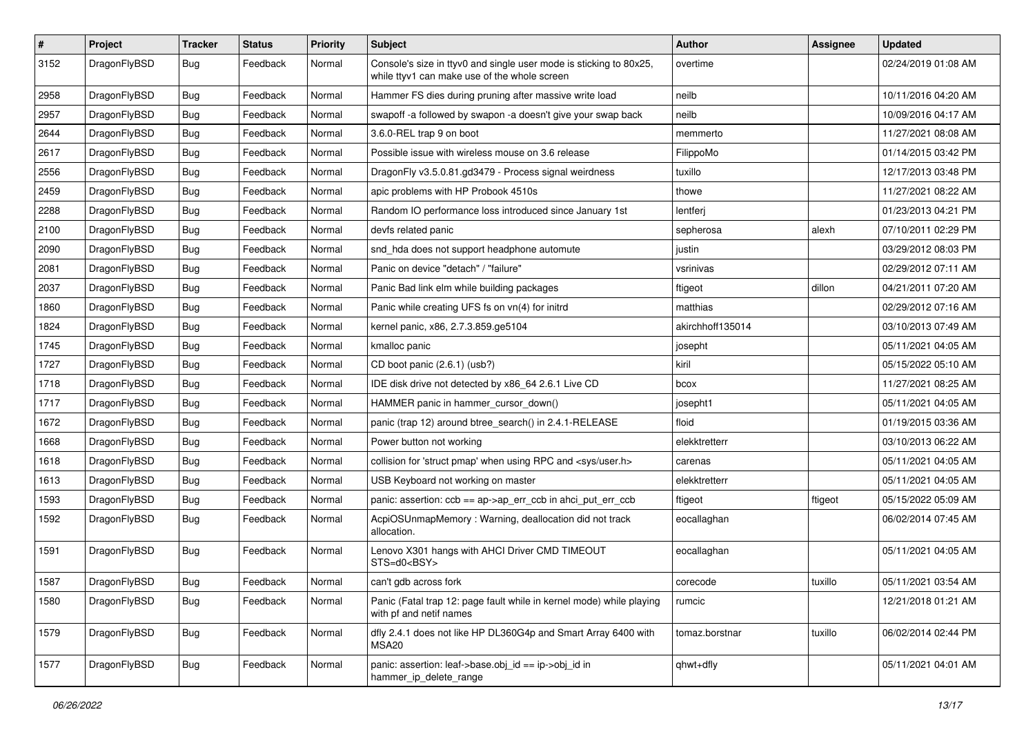| # | Project | Tracker | Status | Priority | Subject | Author | Assignee | Updated |
|---|---|---|---|---|---|---|---|---|
| 3152 | DragonFlyBSD | Bug | Feedback | Normal | Console's size in ttyv0 and single user mode is sticking to 80x25, while ttyv1 can make use of the whole screen | overtime | | 02/24/2019 01:08 AM |
| 2958 | DragonFlyBSD | Bug | Feedback | Normal | Hammer FS dies during pruning after massive write load | neilb | | 10/11/2016 04:20 AM |
| 2957 | DragonFlyBSD | Bug | Feedback | Normal | swapoff -a followed by swapon -a doesn't give your swap back | neilb | | 10/09/2016 04:17 AM |
| 2644 | DragonFlyBSD | Bug | Feedback | Normal | 3.6.0-REL trap 9 on boot | memmerto | | 11/27/2021 08:08 AM |
| 2617 | DragonFlyBSD | Bug | Feedback | Normal | Possible issue with wireless mouse on 3.6 release | FilippoMo | | 01/14/2015 03:42 PM |
| 2556 | DragonFlyBSD | Bug | Feedback | Normal | DragonFly v3.5.0.81.gd3479 - Process signal weirdness | tuxillo | | 12/17/2013 03:48 PM |
| 2459 | DragonFlyBSD | Bug | Feedback | Normal | apic problems with HP Probook 4510s | thowe | | 11/27/2021 08:22 AM |
| 2288 | DragonFlyBSD | Bug | Feedback | Normal | Random IO performance loss introduced since January 1st | lentferj | | 01/23/2013 04:21 PM |
| 2100 | DragonFlyBSD | Bug | Feedback | Normal | devfs related panic | sepherosa | alexh | 07/10/2011 02:29 PM |
| 2090 | DragonFlyBSD | Bug | Feedback | Normal | snd_hda does not support headphone automute | justin | | 03/29/2012 08:03 PM |
| 2081 | DragonFlyBSD | Bug | Feedback | Normal | Panic on device "detach" / "failure" | vsrinivas | | 02/29/2012 07:11 AM |
| 2037 | DragonFlyBSD | Bug | Feedback | Normal | Panic Bad link elm while building packages | ftigeot | dillon | 04/21/2011 07:20 AM |
| 1860 | DragonFlyBSD | Bug | Feedback | Normal | Panic while creating UFS fs on vn(4) for initrd | matthias | | 02/29/2012 07:16 AM |
| 1824 | DragonFlyBSD | Bug | Feedback | Normal | kernel panic, x86, 2.7.3.859.ge5104 | akirchhoff135014 | | 03/10/2013 07:49 AM |
| 1745 | DragonFlyBSD | Bug | Feedback | Normal | kmalloc panic | josepht | | 05/11/2021 04:05 AM |
| 1727 | DragonFlyBSD | Bug | Feedback | Normal | CD boot panic (2.6.1) (usb?) | kiril | | 05/15/2022 05:10 AM |
| 1718 | DragonFlyBSD | Bug | Feedback | Normal | IDE disk drive not detected by x86_64 2.6.1 Live CD | bcox | | 11/27/2021 08:25 AM |
| 1717 | DragonFlyBSD | Bug | Feedback | Normal | HAMMER panic in hammer_cursor_down() | josepht1 | | 05/11/2021 04:05 AM |
| 1672 | DragonFlyBSD | Bug | Feedback | Normal | panic (trap 12) around btree_search() in 2.4.1-RELEASE | floid | | 01/19/2015 03:36 AM |
| 1668 | DragonFlyBSD | Bug | Feedback | Normal | Power button not working | elekktretterr | | 03/10/2013 06:22 AM |
| 1618 | DragonFlyBSD | Bug | Feedback | Normal | collision for 'struct pmap' when using RPC and <sys/user.h> | carenas | | 05/11/2021 04:05 AM |
| 1613 | DragonFlyBSD | Bug | Feedback | Normal | USB Keyboard not working on master | elekktretterr | | 05/11/2021 04:05 AM |
| 1593 | DragonFlyBSD | Bug | Feedback | Normal | panic: assertion: ccb == ap->ap_err_ccb in ahci_put_err_ccb | ftigeot | ftigeot | 05/15/2022 05:09 AM |
| 1592 | DragonFlyBSD | Bug | Feedback | Normal | AcpiOSUnmapMemory : Warning, deallocation did not track allocation. | eocallaghan | | 06/02/2014 07:45 AM |
| 1591 | DragonFlyBSD | Bug | Feedback | Normal | Lenovo X301 hangs with AHCI Driver CMD TIMEOUT STS=d0<BSY> | eocallaghan | | 05/11/2021 04:05 AM |
| 1587 | DragonFlyBSD | Bug | Feedback | Normal | can't gdb across fork | corecode | tuxillo | 05/11/2021 03:54 AM |
| 1580 | DragonFlyBSD | Bug | Feedback | Normal | Panic (Fatal trap 12: page fault while in kernel mode) while playing with pf and netif names | rumcic | | 12/21/2018 01:21 AM |
| 1579 | DragonFlyBSD | Bug | Feedback | Normal | dfly 2.4.1 does not like HP DL360G4p and Smart Array 6400 with MSA20 | tomaz.borstnar | tuxillo | 06/02/2014 02:44 PM |
| 1577 | DragonFlyBSD | Bug | Feedback | Normal | panic: assertion: leaf->base.obj_id == ip->obj_id in hammer_ip_delete_range | qhwt+dfly | | 05/11/2021 04:01 AM |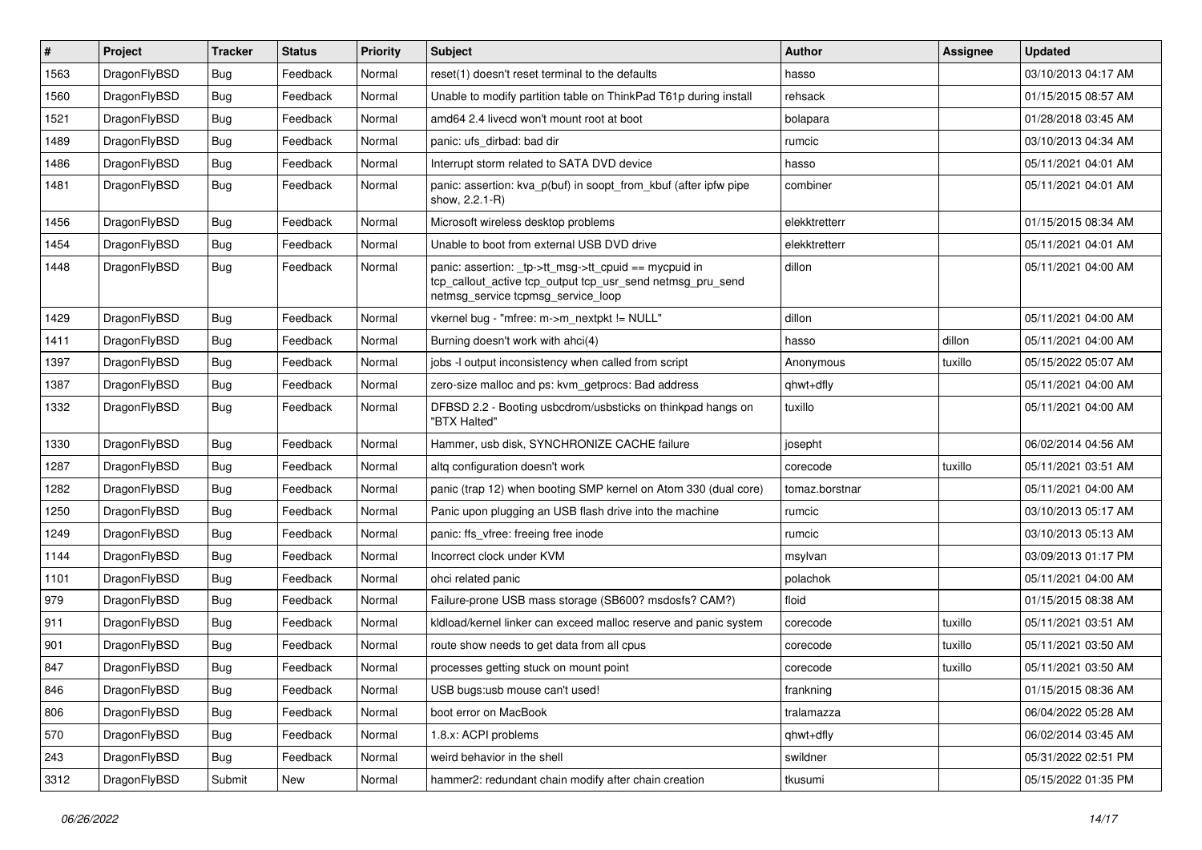| # | Project | Tracker | Status | Priority | Subject | Author | Assignee | Updated |
|---|---|---|---|---|---|---|---|---|
| 1563 | DragonFlyBSD | Bug | Feedback | Normal | reset(1) doesn't reset terminal to the defaults | hasso | | 03/10/2013 04:17 AM |
| 1560 | DragonFlyBSD | Bug | Feedback | Normal | Unable to modify partition table on ThinkPad T61p during install | rehsack | | 01/15/2015 08:57 AM |
| 1521 | DragonFlyBSD | Bug | Feedback | Normal | amd64 2.4 livecd won't mount root at boot | bolapara | | 01/28/2018 03:45 AM |
| 1489 | DragonFlyBSD | Bug | Feedback | Normal | panic: ufs_dirbad: bad dir | rumcic | | 03/10/2013 04:34 AM |
| 1486 | DragonFlyBSD | Bug | Feedback | Normal | Interrupt storm related to SATA DVD device | hasso | | 05/11/2021 04:01 AM |
| 1481 | DragonFlyBSD | Bug | Feedback | Normal | panic: assertion: kva_p(buf) in soopt_from_kbuf (after ipfw pipe show, 2.2.1-R) | combiner | | 05/11/2021 04:01 AM |
| 1456 | DragonFlyBSD | Bug | Feedback | Normal | Microsoft wireless desktop problems | elekktretterr | | 01/15/2015 08:34 AM |
| 1454 | DragonFlyBSD | Bug | Feedback | Normal | Unable to boot from external USB DVD drive | elekktretterr | | 05/11/2021 04:01 AM |
| 1448 | DragonFlyBSD | Bug | Feedback | Normal | panic: assertion: _tp->tt_msg->tt_cpuid == mycpuid in tcp_callout_active tcp_output tcp_usr_send netmsg_pru_send netmsg_service tcpmsg_service_loop | dillon | | 05/11/2021 04:00 AM |
| 1429 | DragonFlyBSD | Bug | Feedback | Normal | vkernel bug - "mfree: m->m_nextpkt != NULL" | dillon | | 05/11/2021 04:00 AM |
| 1411 | DragonFlyBSD | Bug | Feedback | Normal | Burning doesn't work with ahci(4) | hasso | dillon | 05/11/2021 04:00 AM |
| 1397 | DragonFlyBSD | Bug | Feedback | Normal | jobs -l output inconsistency when called from script | Anonymous | tuxillo | 05/15/2022 05:07 AM |
| 1387 | DragonFlyBSD | Bug | Feedback | Normal | zero-size malloc and ps: kvm_getprocs: Bad address | qhwt+dfly | | 05/11/2021 04:00 AM |
| 1332 | DragonFlyBSD | Bug | Feedback | Normal | DFBSD 2.2 - Booting usbcdrom/usbsticks on thinkpad hangs on "BTX Halted" | tuxillo | | 05/11/2021 04:00 AM |
| 1330 | DragonFlyBSD | Bug | Feedback | Normal | Hammer, usb disk, SYNCHRONIZE CACHE failure | josepht | | 06/02/2014 04:56 AM |
| 1287 | DragonFlyBSD | Bug | Feedback | Normal | altq configuration doesn't work | corecode | tuxillo | 05/11/2021 03:51 AM |
| 1282 | DragonFlyBSD | Bug | Feedback | Normal | panic (trap 12) when booting SMP kernel on Atom 330 (dual core) | tomaz.borstnar | | 05/11/2021 04:00 AM |
| 1250 | DragonFlyBSD | Bug | Feedback | Normal | Panic upon plugging an USB flash drive into the machine | rumcic | | 03/10/2013 05:17 AM |
| 1249 | DragonFlyBSD | Bug | Feedback | Normal | panic: ffs_vfree: freeing free inode | rumcic | | 03/10/2013 05:13 AM |
| 1144 | DragonFlyBSD | Bug | Feedback | Normal | Incorrect clock under KVM | msylvan | | 03/09/2013 01:17 PM |
| 1101 | DragonFlyBSD | Bug | Feedback | Normal | ohci related panic | polachok | | 05/11/2021 04:00 AM |
| 979 | DragonFlyBSD | Bug | Feedback | Normal | Failure-prone USB mass storage (SB600? msdosfs? CAM?) | floid | | 01/15/2015 08:38 AM |
| 911 | DragonFlyBSD | Bug | Feedback | Normal | kldload/kernel linker can exceed malloc reserve and panic system | corecode | tuxillo | 05/11/2021 03:51 AM |
| 901 | DragonFlyBSD | Bug | Feedback | Normal | route show needs to get data from all cpus | corecode | tuxillo | 05/11/2021 03:50 AM |
| 847 | DragonFlyBSD | Bug | Feedback | Normal | processes getting stuck on mount point | corecode | tuxillo | 05/11/2021 03:50 AM |
| 846 | DragonFlyBSD | Bug | Feedback | Normal | USB bugs:usb mouse can't used! | frankning | | 01/15/2015 08:36 AM |
| 806 | DragonFlyBSD | Bug | Feedback | Normal | boot error on MacBook | tralamazza | | 06/04/2022 05:28 AM |
| 570 | DragonFlyBSD | Bug | Feedback | Normal | 1.8.x: ACPI problems | qhwt+dfly | | 06/02/2014 03:45 AM |
| 243 | DragonFlyBSD | Bug | Feedback | Normal | weird behavior in the shell | swildner | | 05/31/2022 02:51 PM |
| 3312 | DragonFlyBSD | Submit | New | Normal | hammer2: redundant chain modify after chain creation | tkusumi | | 05/15/2022 01:35 PM |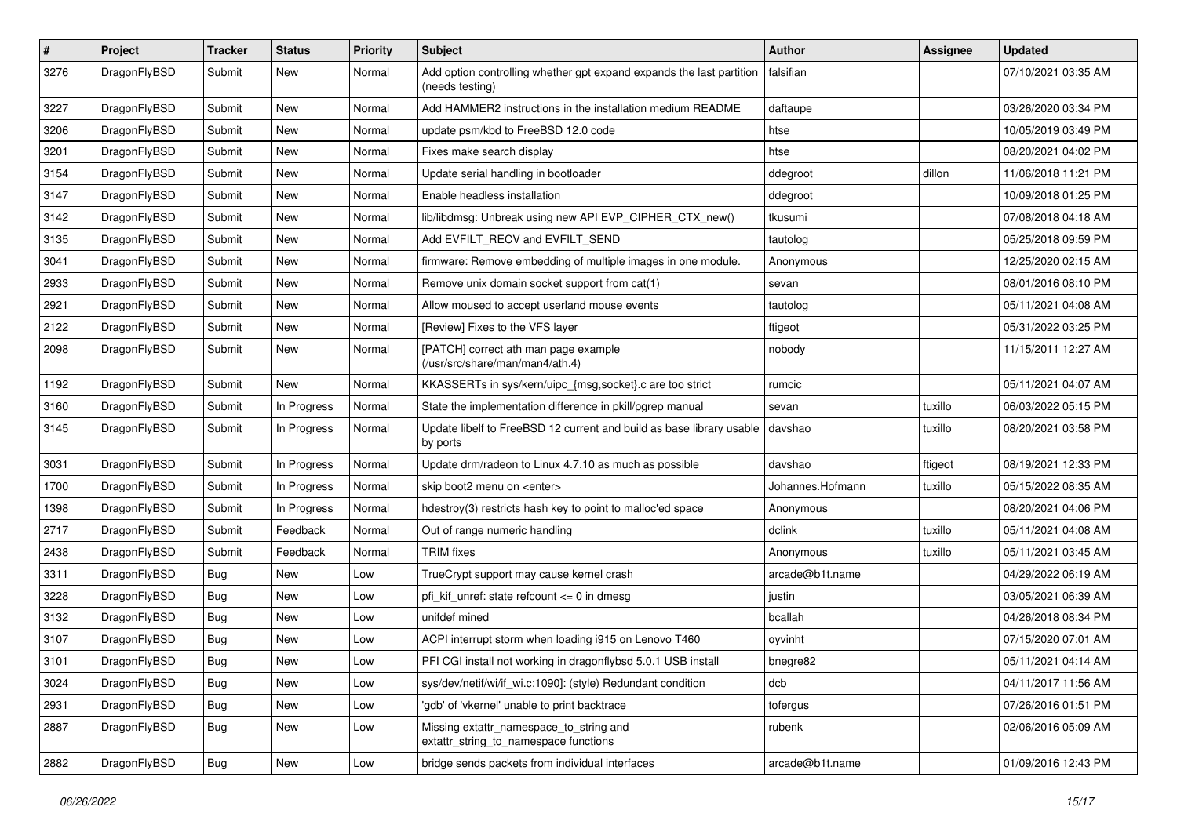| # | Project | Tracker | Status | Priority | Subject | Author | Assignee | Updated |
|---|---|---|---|---|---|---|---|---|
| 3276 | DragonFlyBSD | Submit | New | Normal | Add option controlling whether gpt expand expands the last partition (needs testing) | falsifian | | 07/10/2021 03:35 AM |
| 3227 | DragonFlyBSD | Submit | New | Normal | Add HAMMER2 instructions in the installation medium README | daftaupe | | 03/26/2020 03:34 PM |
| 3206 | DragonFlyBSD | Submit | New | Normal | update psm/kbd to FreeBSD 12.0 code | htse | | 10/05/2019 03:49 PM |
| 3201 | DragonFlyBSD | Submit | New | Normal | Fixes make search display | htse | | 08/20/2021 04:02 PM |
| 3154 | DragonFlyBSD | Submit | New | Normal | Update serial handling in bootloader | ddegroot | dillon | 11/06/2018 11:21 PM |
| 3147 | DragonFlyBSD | Submit | New | Normal | Enable headless installation | ddegroot | | 10/09/2018 01:25 PM |
| 3142 | DragonFlyBSD | Submit | New | Normal | lib/libdmsg: Unbreak using new API EVP_CIPHER_CTX_new() | tkusumi | | 07/08/2018 04:18 AM |
| 3135 | DragonFlyBSD | Submit | New | Normal | Add EVFILT_RECV and EVFILT_SEND | tautolog | | 05/25/2018 09:59 PM |
| 3041 | DragonFlyBSD | Submit | New | Normal | firmware: Remove embedding of multiple images in one module. | Anonymous | | 12/25/2020 02:15 AM |
| 2933 | DragonFlyBSD | Submit | New | Normal | Remove unix domain socket support from cat(1) | sevan | | 08/01/2016 08:10 PM |
| 2921 | DragonFlyBSD | Submit | New | Normal | Allow moused to accept userland mouse events | tautolog | | 05/11/2021 04:08 AM |
| 2122 | DragonFlyBSD | Submit | New | Normal | [Review] Fixes to the VFS layer | ftigeot | | 05/31/2022 03:25 PM |
| 2098 | DragonFlyBSD | Submit | New | Normal | [PATCH] correct ath man page example (/usr/src/share/man/man4/ath.4) | nobody | | 11/15/2011 12:27 AM |
| 1192 | DragonFlyBSD | Submit | New | Normal | KKASSERTs in sys/kern/uipc_{msg,socket}.c are too strict | rumcic | | 05/11/2021 04:07 AM |
| 3160 | DragonFlyBSD | Submit | In Progress | Normal | State the implementation difference in pkill/pgrep manual | sevan | tuxillo | 06/03/2022 05:15 PM |
| 3145 | DragonFlyBSD | Submit | In Progress | Normal | Update libelf to FreeBSD 12 current and build as base library usable by ports | davshao | tuxillo | 08/20/2021 03:58 PM |
| 3031 | DragonFlyBSD | Submit | In Progress | Normal | Update drm/radeon to Linux 4.7.10 as much as possible | davshao | ftigeot | 08/19/2021 12:33 PM |
| 1700 | DragonFlyBSD | Submit | In Progress | Normal | skip boot2 menu on <enter> | Johannes.Hofmann | tuxillo | 05/15/2022 08:35 AM |
| 1398 | DragonFlyBSD | Submit | In Progress | Normal | hdestroy(3) restricts hash key to point to malloc'ed space | Anonymous | | 08/20/2021 04:06 PM |
| 2717 | DragonFlyBSD | Submit | Feedback | Normal | Out of range numeric handling | dclink | tuxillo | 05/11/2021 04:08 AM |
| 2438 | DragonFlyBSD | Submit | Feedback | Normal | TRIM fixes | Anonymous | tuxillo | 05/11/2021 03:45 AM |
| 3311 | DragonFlyBSD | Bug | New | Low | TrueCrypt support may cause kernel crash | arcade@b1t.name | | 04/29/2022 06:19 AM |
| 3228 | DragonFlyBSD | Bug | New | Low | pfi_kif_unref: state refcount <= 0 in dmesg | justin | | 03/05/2021 06:39 AM |
| 3132 | DragonFlyBSD | Bug | New | Low | unifdef mined | bcallah | | 04/26/2018 08:34 PM |
| 3107 | DragonFlyBSD | Bug | New | Low | ACPI interrupt storm when loading i915 on Lenovo T460 | oyvinht | | 07/15/2020 07:01 AM |
| 3101 | DragonFlyBSD | Bug | New | Low | PFI CGI install not working in dragonflybsd 5.0.1 USB install | bnegre82 | | 05/11/2021 04:14 AM |
| 3024 | DragonFlyBSD | Bug | New | Low | sys/dev/netif/wi/if_wi.c:1090]: (style) Redundant condition | dcb | | 04/11/2017 11:56 AM |
| 2931 | DragonFlyBSD | Bug | New | Low | 'gdb' of 'vkernel' unable to print backtrace | tofergus | | 07/26/2016 01:51 PM |
| 2887 | DragonFlyBSD | Bug | New | Low | Missing extattr_namespace_to_string and extattr_string_to_namespace functions | rubenk | | 02/06/2016 05:09 AM |
| 2882 | DragonFlyBSD | Bug | New | Low | bridge sends packets from individual interfaces | arcade@b1t.name | | 01/09/2016 12:43 PM |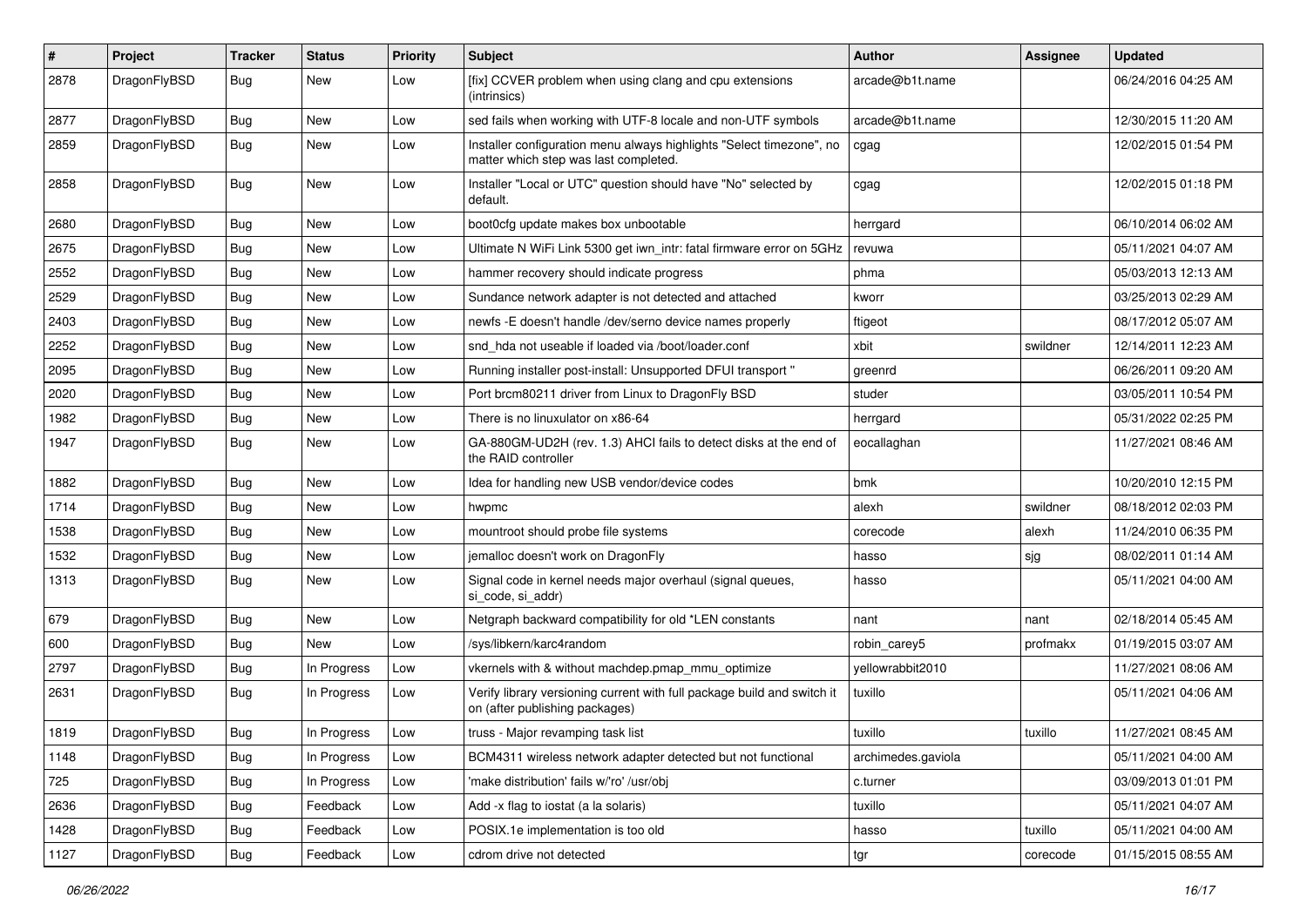| # | Project | Tracker | Status | Priority | Subject | Author | Assignee | Updated |
|---|---|---|---|---|---|---|---|---|
| 2878 | DragonFlyBSD | Bug | New | Low | [fix] CCVER problem when using clang and cpu extensions (intrinsics) | arcade@b1t.name | | 06/24/2016 04:25 AM |
| 2877 | DragonFlyBSD | Bug | New | Low | sed fails when working with UTF-8 locale and non-UTF symbols | arcade@b1t.name | | 12/30/2015 11:20 AM |
| 2859 | DragonFlyBSD | Bug | New | Low | Installer configuration menu always highlights "Select timezone", no matter which step was last completed. | cgag | | 12/02/2015 01:54 PM |
| 2858 | DragonFlyBSD | Bug | New | Low | Installer "Local or UTC" question should have "No" selected by default. | cgag | | 12/02/2015 01:18 PM |
| 2680 | DragonFlyBSD | Bug | New | Low | boot0cfg update makes box unbootable | herrgard | | 06/10/2014 06:02 AM |
| 2675 | DragonFlyBSD | Bug | New | Low | Ultimate N WiFi Link 5300 get iwn_intr: fatal firmware error on 5GHz | revuwa | | 05/11/2021 04:07 AM |
| 2552 | DragonFlyBSD | Bug | New | Low | hammer recovery should indicate progress | phma | | 05/03/2013 12:13 AM |
| 2529 | DragonFlyBSD | Bug | New | Low | Sundance network adapter is not detected and attached | kworr | | 03/25/2013 02:29 AM |
| 2403 | DragonFlyBSD | Bug | New | Low | newfs -E doesn't handle /dev/serno device names properly | ftigeot | | 08/17/2012 05:07 AM |
| 2252 | DragonFlyBSD | Bug | New | Low | snd_hda not useable if loaded via /boot/loader.conf | xbit | swildner | 12/14/2011 12:23 AM |
| 2095 | DragonFlyBSD | Bug | New | Low | Running installer post-install: Unsupported DFUI transport " | greenrd | | 06/26/2011 09:20 AM |
| 2020 | DragonFlyBSD | Bug | New | Low | Port brcm80211 driver from Linux to DragonFly BSD | studer | | 03/05/2011 10:54 PM |
| 1982 | DragonFlyBSD | Bug | New | Low | There is no linuxulator on x86-64 | herrgard | | 05/31/2022 02:25 PM |
| 1947 | DragonFlyBSD | Bug | New | Low | GA-880GM-UD2H (rev. 1.3) AHCI fails to detect disks at the end of the RAID controller | eocallaghan | | 11/27/2021 08:46 AM |
| 1882 | DragonFlyBSD | Bug | New | Low | Idea for handling new USB vendor/device codes | bmk | | 10/20/2010 12:15 PM |
| 1714 | DragonFlyBSD | Bug | New | Low | hwpmc | alexh | swildner | 08/18/2012 02:03 PM |
| 1538 | DragonFlyBSD | Bug | New | Low | mountroot should probe file systems | corecode | alexh | 11/24/2010 06:35 PM |
| 1532 | DragonFlyBSD | Bug | New | Low | jemalloc doesn't work on DragonFly | hasso | sjg | 08/02/2011 01:14 AM |
| 1313 | DragonFlyBSD | Bug | New | Low | Signal code in kernel needs major overhaul (signal queues, si_code, si_addr) | hasso | | 05/11/2021 04:00 AM |
| 679 | DragonFlyBSD | Bug | New | Low | Netgraph backward compatibility for old *LEN constants | nant | nant | 02/18/2014 05:45 AM |
| 600 | DragonFlyBSD | Bug | New | Low | /sys/libkern/karc4random | robin_carey5 | profmakx | 01/19/2015 03:07 AM |
| 2797 | DragonFlyBSD | Bug | In Progress | Low | vkernels with & without machdep.pmap_mmu_optimize | yellowrabbit2010 | | 11/27/2021 08:06 AM |
| 2631 | DragonFlyBSD | Bug | In Progress | Low | Verify library versioning current with full package build and switch it on (after publishing packages) | tuxillo | | 05/11/2021 04:06 AM |
| 1819 | DragonFlyBSD | Bug | In Progress | Low | truss - Major revamping task list | tuxillo | tuxillo | 11/27/2021 08:45 AM |
| 1148 | DragonFlyBSD | Bug | In Progress | Low | BCM4311 wireless network adapter detected but not functional | archimedes.gaviola | | 05/11/2021 04:00 AM |
| 725 | DragonFlyBSD | Bug | In Progress | Low | 'make distribution' fails w/'ro' /usr/obj | c.turner | | 03/09/2013 01:01 PM |
| 2636 | DragonFlyBSD | Bug | Feedback | Low | Add -x flag to iostat (a la solaris) | tuxillo | | 05/11/2021 04:07 AM |
| 1428 | DragonFlyBSD | Bug | Feedback | Low | POSIX.1e implementation is too old | hasso | tuxillo | 05/11/2021 04:00 AM |
| 1127 | DragonFlyBSD | Bug | Feedback | Low | cdrom drive not detected | tgr | corecode | 01/15/2015 08:55 AM |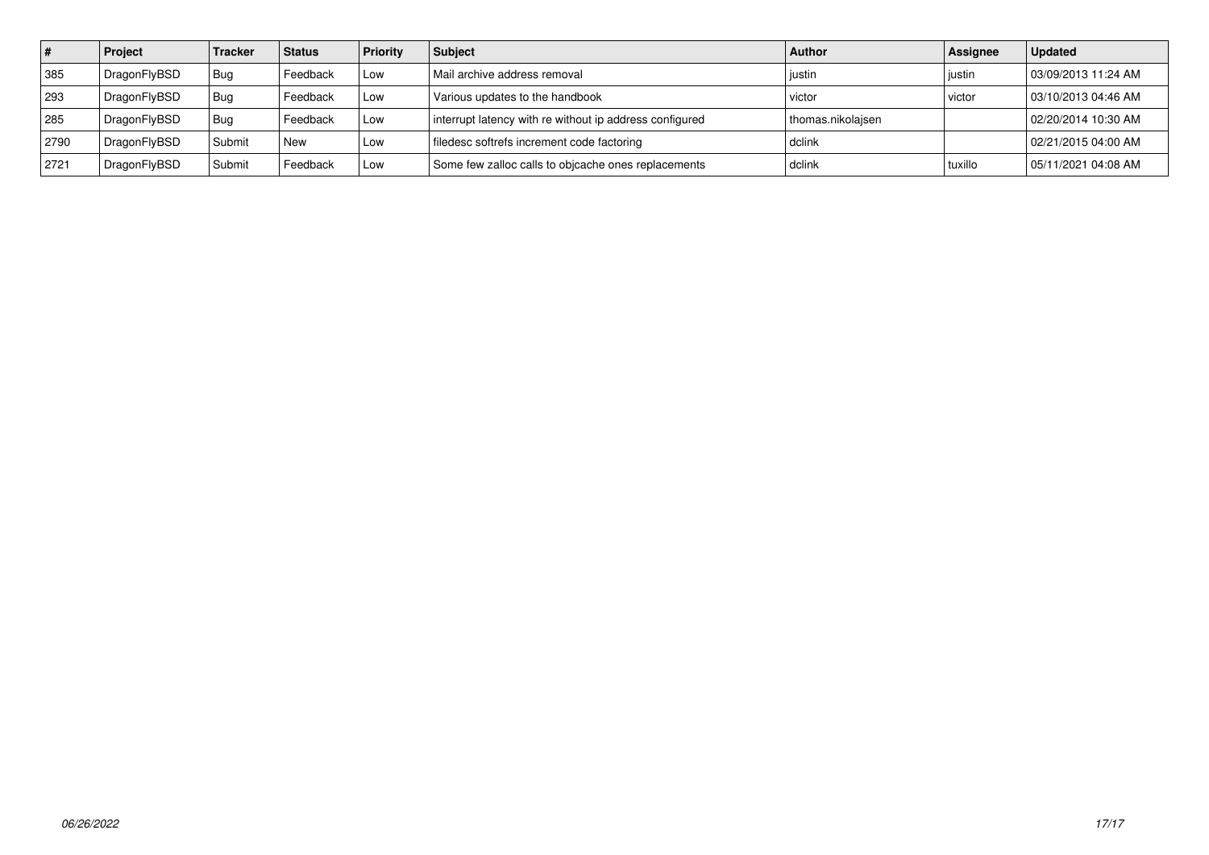| # | Project | Tracker | Status | Priority | Subject | Author | Assignee | Updated |
|---|---|---|---|---|---|---|---|---|
| 385 | DragonFlyBSD | Bug | Feedback | Low | Mail archive address removal | justin | justin | 03/09/2013 11:24 AM |
| 293 | DragonFlyBSD | Bug | Feedback | Low | Various updates to the handbook | victor | victor | 03/10/2013 04:46 AM |
| 285 | DragonFlyBSD | Bug | Feedback | Low | interrupt latency with re without ip address configured | thomas.nikolajsen | | 02/20/2014 10:30 AM |
| 2790 | DragonFlyBSD | Submit | New | Low | filedesc softrefs increment code factoring | dclink | | 02/21/2015 04:00 AM |
| 2721 | DragonFlyBSD | Submit | Feedback | Low | Some few zalloc calls to objcache ones replacements | dclink | tuxillo | 05/11/2021 04:08 AM |

*06/26/2022*